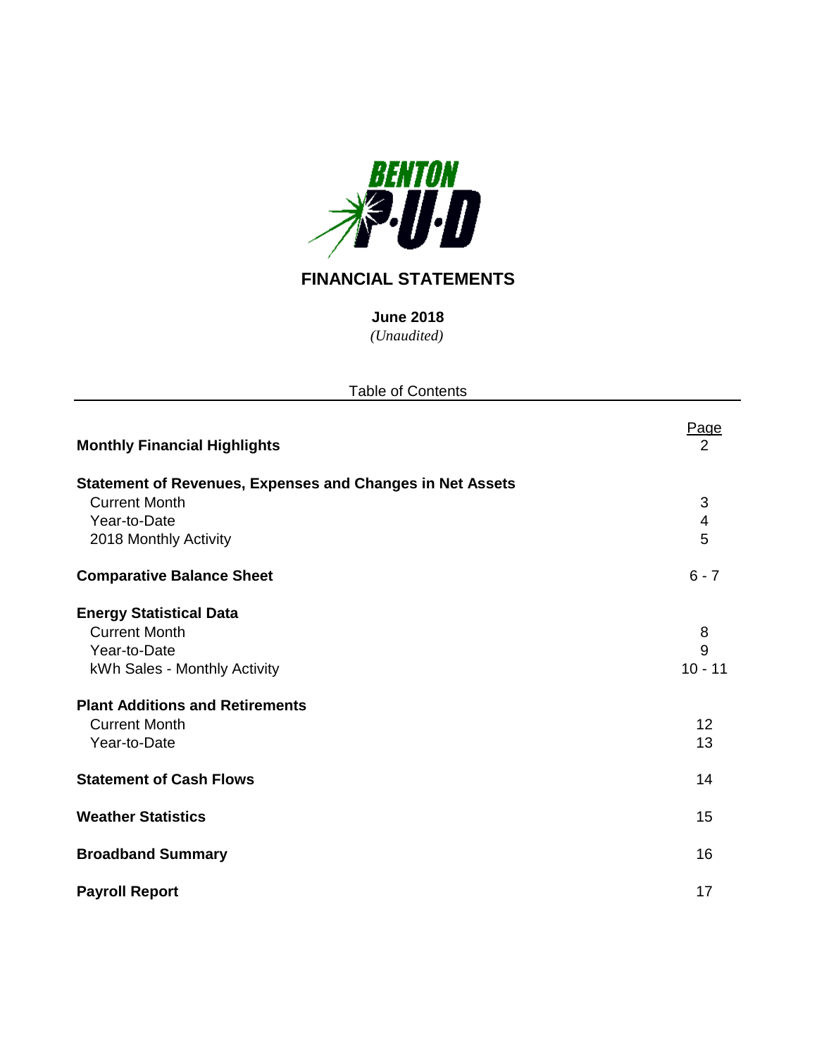BENTON P·U·D

# FINANCIAL STATEMENTS

**June 2018**

*(Unaudited)*

Table of Contents

| | Page |
|---|---|
| **Monthly Financial Highlights** | 2 |
| **Statement of Revenues, Expenses and Changes in Net Assets** | |
| Current Month | 3 |
| Year-to-Date | 4 |
| 2018 Monthly Activity | 5 |
| **Comparative Balance Sheet** | 6 - 7 |
| **Energy Statistical Data** | |
| Current Month | 8 |
| Year-to-Date | 9 |
| kWh Sales - Monthly Activity | 10 - 11 |
| **Plant Additions and Retirements** | |
| Current Month | 12 |
| Year-to-Date | 13 |
| **Statement of Cash Flows** | 14 |
| **Weather Statistics** | 15 |
| **Broadband Summary** | 16 |
| **Payroll Report** | 17 |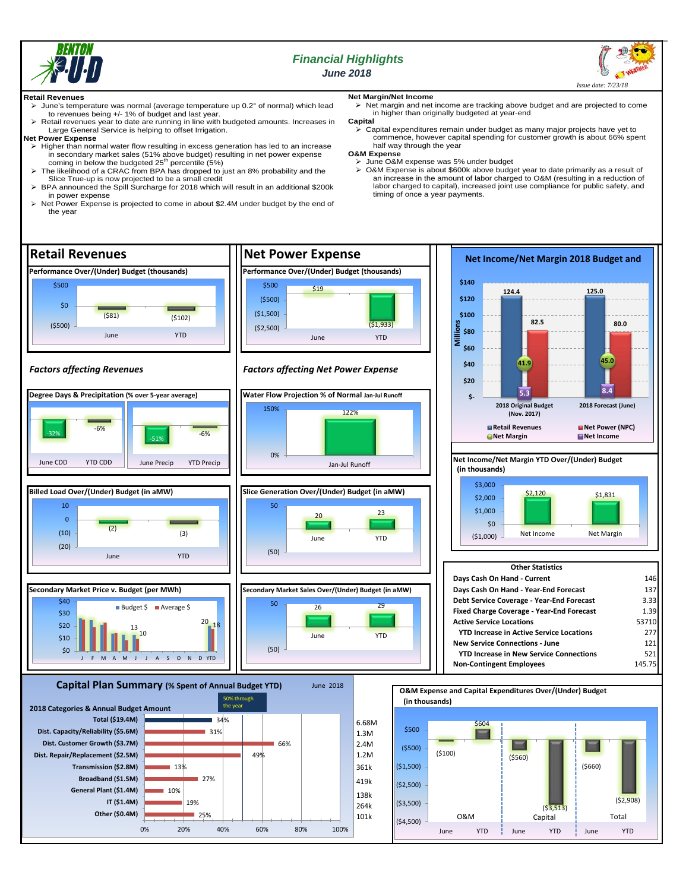# Financial Highlights

*June 2018*

*Issue date: 7/23/18*

**Retail Revenues**

- June's temperature was normal (average temperature up 0.2° of normal) which lead to revenues being +/- 1% of budget and last year.
- Retail revenues year to date are running in line with budgeted amounts. Increases in Large General Service is helping to offset Irrigation.

**Net Power Expense**

- Higher than normal water flow resulting in excess generation has led to an increase in secondary market sales (51% above budget) resulting in net power expense coming in below the budgeted 25th percentile (5%)
- The likelihood of a CRAC from BPA has dropped to just an 8% probability and the Slice True-up is now projected to be a small credit
- BPA announced the Spill Surcharge for 2018 which will result in an additional $200k in power expense
- Net Power Expense is projected to come in about $2.4M under budget by the end of the year

**Net Margin/Net Income**

- Net margin and net income are tracking above budget and are projected to come in higher than originally budgeted at year-end

**Capital**

- Capital expenditures remain under budget as many major projects have yet to commence, however capital spending for customer growth is about 66% spent half way through the year

**O&M Expense**

- June O&M expense was 5% under budget
- O&M Expense is about $600k above budget year to date primarily as a result of an increase in the amount of labor charged to O&M (resulting in a reduction of labor charged to capital), increased joint use compliance for public safety, and timing of once a year payments.

## Retail Revenues

**Performance Over/(Under) Budget (thousands)**

| June | YTD |
|---|---|
| ($81) | ($102) |

### *Factors affecting Revenues*

**Degree Days & Precipitation (% over 5-year average)**

| June CDD | YTD CDD | June Precip | YTD Precip |
|---|---|---|---|
| -32% | -6% | -51% | -6% |

**Billed Load Over/(Under) Budget (in aMW)**

| June | YTD |
|---|---|
| (2) | (3) |

**Secondary Market Price v. Budget (per MWh)**

Budget $ / Average $ (J through D, YTD); labeled values: 13, 10 (June); 20, 18 (YTD)

## Net Power Expense

**Performance Over/(Under) Budget (thousands)**

| June | YTD |
|---|---|
| $19 | ($1,933) |

### *Factors affecting Net Power Expense*

**Water Flow Projection % of Normal Jan-Jul Runoff**

| Jan-Jul Runoff |
|---|
| 122% |

**Slice Generation Over/(Under) Budget (in aMW)**

| June | YTD |
|---|---|
| 20 | 23 |

**Secondary Market Sales Over/(Under) Budget (in aMW)**

| June | YTD |
|---|---|
| 26 | 29 |

## Net Income/Net Margin 2018 Budget and

(Millions)

| | 2018 Original Budget (Nov. 2017) | 2018 Forecast (June) |
|---|---|---|
| Retail Revenues | 124.4 | 125.0 |
| Net Power (NPC) | 82.5 | 80.0 |
| Net Margin | 41.9 | 45.0 |
| Net Income | 5.3 | 8.4 |

**Net Income/Net Margin YTD Over/(Under) Budget (in thousands)**

| Net Income | Net Margin |
|---|---|
| $2,120 | $1,831 |

| Other Statistics | |
|---|---|
| Days Cash On Hand - Current | 146 |
| Days Cash On Hand - Year-End Forecast | 137 |
| Debt Service Coverage - Year-End Forecast | 3.33 |
| Fixed Charge Coverage - Year-End Forecast | 1.39 |
| Active Service Locations | 53710 |
| YTD Increase in Active Service Locations | 277 |
| New Service Connections - June | 121 |
| YTD Increase in New Service Connections | 521 |
| Non-Contingent Employees | 145.75 |

## Capital Plan Summary (% Spent of Annual Budget YTD)

June 2018 — 50% through the year

| 2018 Categories & Annual Budget Amount | % Spent | Amount Spent |
|---|---|---|
| Total ($19.4M) | 34% | 6.68M |
| Dist. Capacity/Reliability ($5.6M) | 31% | 1.3M |
| Dist. Customer Growth ($3.7M) | 66% | 2.4M |
| Dist. Repair/Replacement ($2.5M) | 49% | 1.2M |
| Transmission ($2.8M) | 13% | 361k |
| Broadband ($1.5M) | 27% | 419k |
| General Plant ($1.4M) | 10% | 138k |
| IT ($1.4M) | 19% | 264k |
| Other ($0.4M) | 25% | 101k |

**O&M Expense and Capital Expenditures Over/(Under) Budget (in thousands)**

| | June | YTD |
|---|---|---|
| O&M | ($100) | $604 |
| Capital | ($560) | ($3,513) |
| Total | ($660) | ($2,908) |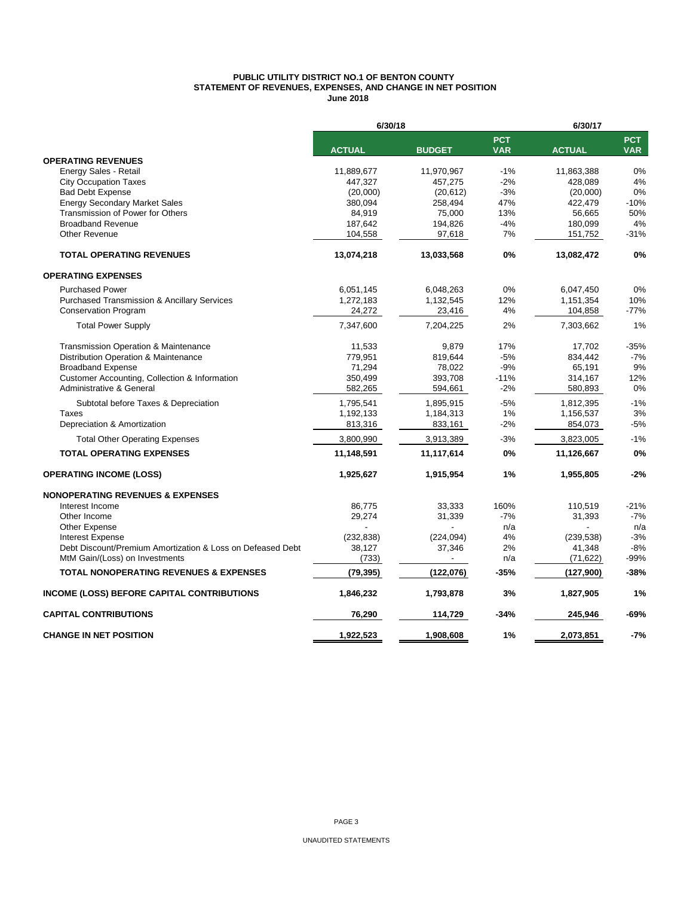**PUBLIC UTILITY DISTRICT NO.1 OF BENTON COUNTY**
**STATEMENT OF REVENUES, EXPENSES, AND CHANGE IN NET POSITION**
**June 2018**

| | 6/30/18 | | | 6/30/17 | |
|---|---|---|---|---|---|
| | **ACTUAL** | **BUDGET** | **PCT VAR** | **ACTUAL** | **PCT VAR** |
| **OPERATING REVENUES** | | | | | |
| Energy Sales - Retail | 11,889,677 | 11,970,967 | -1% | 11,863,388 | 0% |
| City Occupation Taxes | 447,327 | 457,275 | -2% | 428,089 | 4% |
| Bad Debt Expense | (20,000) | (20,612) | -3% | (20,000) | 0% |
| Energy Secondary Market Sales | 380,094 | 258,494 | 47% | 422,479 | -10% |
| Transmission of Power for Others | 84,919 | 75,000 | 13% | 56,665 | 50% |
| Broadband Revenue | 187,642 | 194,826 | -4% | 180,099 | 4% |
| Other Revenue | 104,558 | 97,618 | 7% | 151,752 | -31% |
| **TOTAL OPERATING REVENUES** | **13,074,218** | **13,033,568** | **0%** | **13,082,472** | **0%** |
| **OPERATING EXPENSES** | | | | | |
| Purchased Power | 6,051,145 | 6,048,263 | 0% | 6,047,450 | 0% |
| Purchased Transmission & Ancillary Services | 1,272,183 | 1,132,545 | 12% | 1,151,354 | 10% |
| Conservation Program | 24,272 | 23,416 | 4% | 104,858 | -77% |
| Total Power Supply | 7,347,600 | 7,204,225 | 2% | 7,303,662 | 1% |
| Transmission Operation & Maintenance | 11,533 | 9,879 | 17% | 17,702 | -35% |
| Distribution Operation & Maintenance | 779,951 | 819,644 | -5% | 834,442 | -7% |
| Broadband Expense | 71,294 | 78,022 | -9% | 65,191 | 9% |
| Customer Accounting, Collection & Information | 350,499 | 393,708 | -11% | 314,167 | 12% |
| Administrative & General | 582,265 | 594,661 | -2% | 580,893 | 0% |
| Subtotal before Taxes & Depreciation | 1,795,541 | 1,895,915 | -5% | 1,812,395 | -1% |
| Taxes | 1,192,133 | 1,184,313 | 1% | 1,156,537 | 3% |
| Depreciation & Amortization | 813,316 | 833,161 | -2% | 854,073 | -5% |
| Total Other Operating Expenses | 3,800,990 | 3,913,389 | -3% | 3,823,005 | -1% |
| **TOTAL OPERATING EXPENSES** | **11,148,591** | **11,117,614** | **0%** | **11,126,667** | **0%** |
| **OPERATING INCOME (LOSS)** | **1,925,627** | **1,915,954** | **1%** | **1,955,805** | **-2%** |
| **NONOPERATING REVENUES & EXPENSES** | | | | | |
| Interest Income | 86,775 | 33,333 | 160% | 110,519 | -21% |
| Other Income | 29,274 | 31,339 | -7% | 31,393 | -7% |
| Other Expense | - | - | n/a | - | n/a |
| Interest Expense | (232,838) | (224,094) | 4% | (239,538) | -3% |
| Debt Discount/Premium Amortization & Loss on Defeased Debt | 38,127 | 37,346 | 2% | 41,348 | -8% |
| MtM Gain/(Loss) on Investments | (733) | - | n/a | (71,622) | -99% |
| **TOTAL NONOPERATING REVENUES & EXPENSES** | **(79,395)** | **(122,076)** | **-35%** | **(127,900)** | **-38%** |
| **INCOME (LOSS) BEFORE CAPITAL CONTRIBUTIONS** | **1,846,232** | **1,793,878** | **3%** | **1,827,905** | **1%** |
| **CAPITAL CONTRIBUTIONS** | **76,290** | **114,729** | **-34%** | **245,946** | **-69%** |
| **CHANGE IN NET POSITION** | **1,922,523** | **1,908,608** | **1%** | **2,073,851** | **-7%** |

UNAUDITED STATEMENTS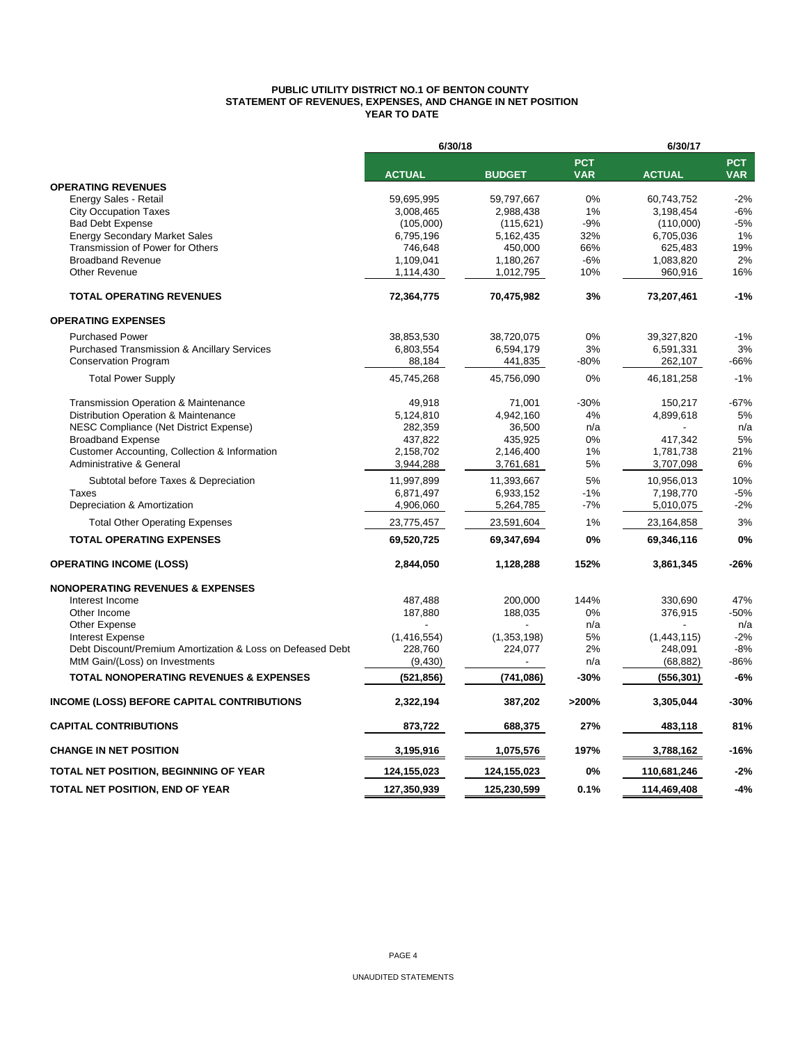# PUBLIC UTILITY DISTRICT NO.1 OF BENTON COUNTY
## STATEMENT OF REVENUES, EXPENSES, AND CHANGE IN NET POSITION
### YEAR TO DATE

| | 6/30/18 | | | 6/30/17 | |
|---|---|---|---|---|---|
| | **ACTUAL** | **BUDGET** | **PCT VAR** | **ACTUAL** | **PCT VAR** |
| **OPERATING REVENUES** | | | | | |
| Energy Sales - Retail | 59,695,995 | 59,797,667 | 0% | 60,743,752 | -2% |
| City Occupation Taxes | 3,008,465 | 2,988,438 | 1% | 3,198,454 | -6% |
| Bad Debt Expense | (105,000) | (115,621) | -9% | (110,000) | -5% |
| Energy Secondary Market Sales | 6,795,196 | 5,162,435 | 32% | 6,705,036 | 1% |
| Transmission of Power for Others | 746,648 | 450,000 | 66% | 625,483 | 19% |
| Broadband Revenue | 1,109,041 | 1,180,267 | -6% | 1,083,820 | 2% |
| Other Revenue | 1,114,430 | 1,012,795 | 10% | 960,916 | 16% |
| **TOTAL OPERATING REVENUES** | **72,364,775** | **70,475,982** | **3%** | **73,207,461** | **-1%** |
| **OPERATING EXPENSES** | | | | | |
| Purchased Power | 38,853,530 | 38,720,075 | 0% | 39,327,820 | -1% |
| Purchased Transmission & Ancillary Services | 6,803,554 | 6,594,179 | 3% | 6,591,331 | 3% |
| Conservation Program | 88,184 | 441,835 | -80% | 262,107 | -66% |
| Total Power Supply | 45,745,268 | 45,756,090 | 0% | 46,181,258 | -1% |
| Transmission Operation & Maintenance | 49,918 | 71,001 | -30% | 150,217 | -67% |
| Distribution Operation & Maintenance | 5,124,810 | 4,942,160 | 4% | 4,899,618 | 5% |
| NESC Compliance (Net District Expense) | 282,359 | 36,500 | n/a | - | n/a |
| Broadband Expense | 437,822 | 435,925 | 0% | 417,342 | 5% |
| Customer Accounting, Collection & Information | 2,158,702 | 2,146,400 | 1% | 1,781,738 | 21% |
| Administrative & General | 3,944,288 | 3,761,681 | 5% | 3,707,098 | 6% |
| Subtotal before Taxes & Depreciation | 11,997,899 | 11,393,667 | 5% | 10,956,013 | 10% |
| Taxes | 6,871,497 | 6,933,152 | -1% | 7,198,770 | -5% |
| Depreciation & Amortization | 4,906,060 | 5,264,785 | -7% | 5,010,075 | -2% |
| Total Other Operating Expenses | 23,775,457 | 23,591,604 | 1% | 23,164,858 | 3% |
| **TOTAL OPERATING EXPENSES** | **69,520,725** | **69,347,694** | **0%** | **69,346,116** | **0%** |
| **OPERATING INCOME (LOSS)** | **2,844,050** | **1,128,288** | **152%** | **3,861,345** | **-26%** |
| **NONOPERATING REVENUES & EXPENSES** | | | | | |
| Interest Income | 487,488 | 200,000 | 144% | 330,690 | 47% |
| Other Income | 187,880 | 188,035 | 0% | 376,915 | -50% |
| Other Expense | - | - | n/a | - | n/a |
| Interest Expense | (1,416,554) | (1,353,198) | 5% | (1,443,115) | -2% |
| Debt Discount/Premium Amortization & Loss on Defeased Debt | 228,760 | 224,077 | 2% | 248,091 | -8% |
| MtM Gain/(Loss) on Investments | (9,430) | - | n/a | (68,882) | -86% |
| **TOTAL NONOPERATING REVENUES & EXPENSES** | **(521,856)** | **(741,086)** | **-30%** | **(556,301)** | **-6%** |
| **INCOME (LOSS) BEFORE CAPITAL CONTRIBUTIONS** | **2,322,194** | **387,202** | **>200%** | **3,305,044** | **-30%** |
| **CAPITAL CONTRIBUTIONS** | **873,722** | **688,375** | **27%** | **483,118** | **81%** |
| **CHANGE IN NET POSITION** | **3,195,916** | **1,075,576** | **197%** | **3,788,162** | **-16%** |
| **TOTAL NET POSITION, BEGINNING OF YEAR** | **124,155,023** | **124,155,023** | **0%** | **110,681,246** | **-2%** |
| **TOTAL NET POSITION, END OF YEAR** | **127,350,939** | **125,230,599** | **0.1%** | **114,469,408** | **-4%** |

UNAUDITED STATEMENTS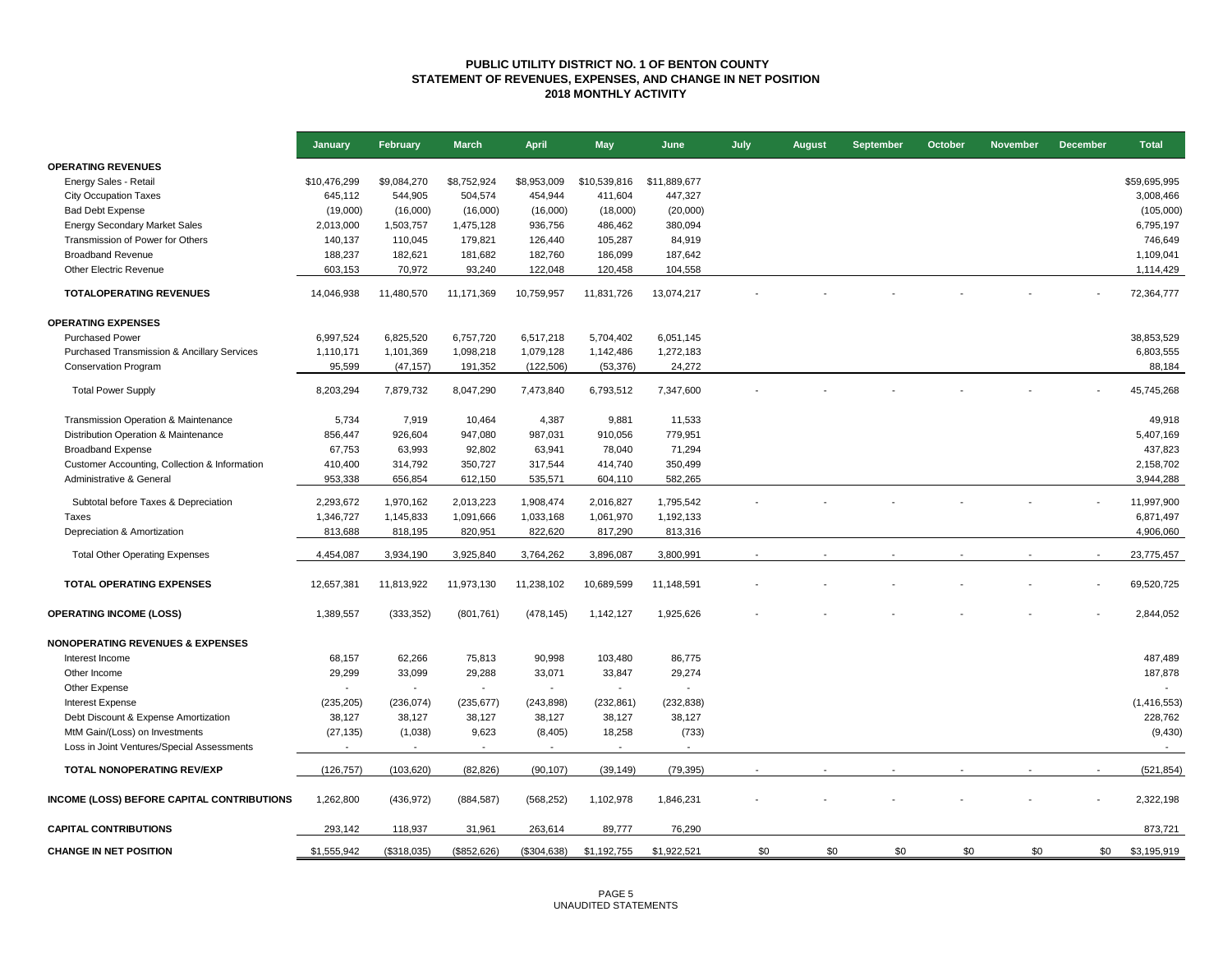# PUBLIC UTILITY DISTRICT NO. 1 OF BENTON COUNTY
## STATEMENT OF REVENUES, EXPENSES, AND CHANGE IN NET POSITION
### 2018 MONTHLY ACTIVITY

| | January | February | March | April | May | June | July | August | September | October | November | December | Total |
|---|---|---|---|---|---|---|---|---|---|---|---|---|---|
| **OPERATING REVENUES** | | | | | | | | | | | | | |
| Energy Sales - Retail | $10,476,299 | $9,084,270 | $8,752,924 | $8,953,009 | $10,539,816 | $11,889,677 | | | | | | | $59,695,995 |
| City Occupation Taxes | 645,112 | 544,905 | 504,574 | 454,944 | 411,604 | 447,327 | | | | | | | 3,008,466 |
| Bad Debt Expense | (19,000) | (16,000) | (16,000) | (16,000) | (18,000) | (20,000) | | | | | | | (105,000) |
| Energy Secondary Market Sales | 2,013,000 | 1,503,757 | 1,475,128 | 936,756 | 486,462 | 380,094 | | | | | | | 6,795,197 |
| Transmission of Power for Others | 140,137 | 110,045 | 179,821 | 126,440 | 105,287 | 84,919 | | | | | | | 746,649 |
| Broadband Revenue | 188,237 | 182,621 | 181,682 | 182,760 | 186,099 | 187,642 | | | | | | | 1,109,041 |
| Other Electric Revenue | 603,153 | 70,972 | 93,240 | 122,048 | 120,458 | 104,558 | | | | | | | 1,114,429 |
| **TOTALOPERATING REVENUES** | 14,046,938 | 11,480,570 | 11,171,369 | 10,759,957 | 11,831,726 | 13,074,217 | - | - | - | - | - | - | 72,364,777 |
| **OPERATING EXPENSES** | | | | | | | | | | | | | |
| Purchased Power | 6,997,524 | 6,825,520 | 6,757,720 | 6,517,218 | 5,704,402 | 6,051,145 | | | | | | | 38,853,529 |
| Purchased Transmission & Ancillary Services | 1,110,171 | 1,101,369 | 1,098,218 | 1,079,128 | 1,142,486 | 1,272,183 | | | | | | | 6,803,555 |
| Conservation Program | 95,599 | (47,157) | 191,352 | (122,506) | (53,376) | 24,272 | | | | | | | 88,184 |
| Total Power Supply | 8,203,294 | 7,879,732 | 8,047,290 | 7,473,840 | 6,793,512 | 7,347,600 | - | - | - | - | - | - | 45,745,268 |
| Transmission Operation & Maintenance | 5,734 | 7,919 | 10,464 | 4,387 | 9,881 | 11,533 | | | | | | | 49,918 |
| Distribution Operation & Maintenance | 856,447 | 926,604 | 947,080 | 987,031 | 910,056 | 779,951 | | | | | | | 5,407,169 |
| Broadband Expense | 67,753 | 63,993 | 92,802 | 63,941 | 78,040 | 71,294 | | | | | | | 437,823 |
| Customer Accounting, Collection & Information | 410,400 | 314,792 | 350,727 | 317,544 | 414,740 | 350,499 | | | | | | | 2,158,702 |
| Administrative & General | 953,338 | 656,854 | 612,150 | 535,571 | 604,110 | 582,265 | | | | | | | 3,944,288 |
| Subtotal before Taxes & Depreciation | 2,293,672 | 1,970,162 | 2,013,223 | 1,908,474 | 2,016,827 | 1,795,542 | - | - | - | - | - | - | 11,997,900 |
| Taxes | 1,346,727 | 1,145,833 | 1,091,666 | 1,033,168 | 1,061,970 | 1,192,133 | | | | | | | 6,871,497 |
| Depreciation & Amortization | 813,688 | 818,195 | 820,951 | 822,620 | 817,290 | 813,316 | | | | | | | 4,906,060 |
| Total Other Operating Expenses | 4,454,087 | 3,934,190 | 3,925,840 | 3,764,262 | 3,896,087 | 3,800,991 | - | - | - | - | - | - | 23,775,457 |
| **TOTAL OPERATING EXPENSES** | 12,657,381 | 11,813,922 | 11,973,130 | 11,238,102 | 10,689,599 | 11,148,591 | - | - | - | - | - | - | 69,520,725 |
| **OPERATING INCOME (LOSS)** | 1,389,557 | (333,352) | (801,761) | (478,145) | 1,142,127 | 1,925,626 | - | - | - | - | - | - | 2,844,052 |
| **NONOPERATING REVENUES & EXPENSES** | | | | | | | | | | | | | |
| Interest Income | 68,157 | 62,266 | 75,813 | 90,998 | 103,480 | 86,775 | | | | | | | 487,489 |
| Other Income | 29,299 | 33,099 | 29,288 | 33,071 | 33,847 | 29,274 | | | | | | | 187,878 |
| Other Expense | - | - | - | - | - | - | | | | | | | - |
| Interest Expense | (235,205) | (236,074) | (235,677) | (243,898) | (232,861) | (232,838) | | | | | | | (1,416,553) |
| Debt Discount & Expense Amortization | 38,127 | 38,127 | 38,127 | 38,127 | 38,127 | 38,127 | | | | | | | 228,762 |
| MtM Gain/(Loss) on Investments | (27,135) | (1,038) | 9,623 | (8,405) | 18,258 | (733) | | | | | | | (9,430) |
| Loss in Joint Ventures/Special Assessments | - | - | - | - | - | - | | | | | | | - |
| **TOTAL NONOPERATING REV/EXP** | (126,757) | (103,620) | (82,826) | (90,107) | (39,149) | (79,395) | - | - | - | - | - | - | (521,854) |
| **INCOME (LOSS) BEFORE CAPITAL CONTRIBUTIONS** | 1,262,800 | (436,972) | (884,587) | (568,252) | 1,102,978 | 1,846,231 | - | - | - | - | - | - | 2,322,198 |
| **CAPITAL CONTRIBUTIONS** | 293,142 | 118,937 | 31,961 | 263,614 | 89,777 | 76,290 | | | | | | | 873,721 |
| **CHANGE IN NET POSITION** | $1,555,942 | ($318,035) | ($852,626) | ($304,638) | $1,192,755 | $1,922,521 | $0 | $0 | $0 | $0 | $0 | $0 | $3,195,919 |

UNAUDITED STATEMENTS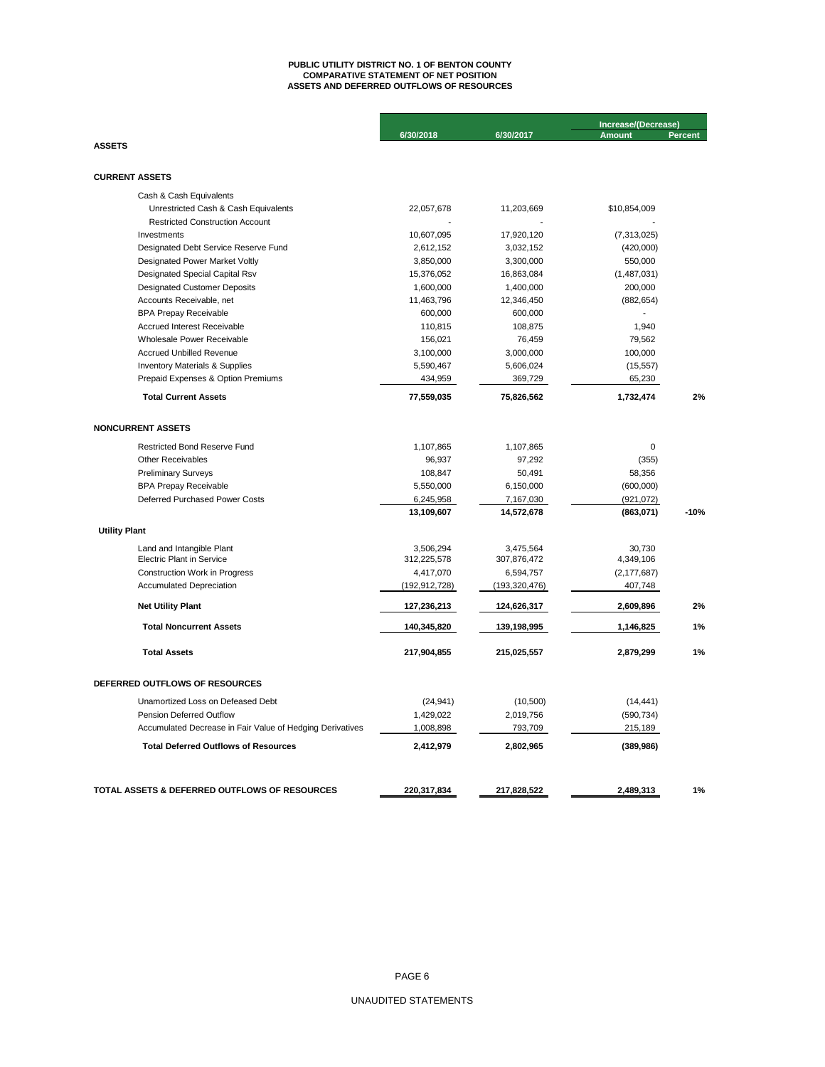# PUBLIC UTILITY DISTRICT NO. 1 OF BENTON COUNTY
## COMPARATIVE STATEMENT OF NET POSITION
## ASSETS AND DEFERRED OUTFLOWS OF RESOURCES

| | 6/30/2018 | 6/30/2017 | Increase/(Decrease) Amount | Percent |
|---|---|---|---|---|
| **ASSETS** | | | | |
| **CURRENT ASSETS** | | | | |
| Cash & Cash Equivalents | | | | |
| Unrestricted Cash & Cash Equivalents | 22,057,678 | 11,203,669 | $10,854,009 | |
| Restricted Construction Account | - | - | - | |
| Investments | 10,607,095 | 17,920,120 | (7,313,025) | |
| Designated Debt Service Reserve Fund | 2,612,152 | 3,032,152 | (420,000) | |
| Designated Power Market Voltly | 3,850,000 | 3,300,000 | 550,000 | |
| Designated Special Capital Rsv | 15,376,052 | 16,863,084 | (1,487,031) | |
| Designated Customer Deposits | 1,600,000 | 1,400,000 | 200,000 | |
| Accounts Receivable, net | 11,463,796 | 12,346,450 | (882,654) | |
| BPA Prepay Receivable | 600,000 | 600,000 | - | |
| Accrued Interest Receivable | 110,815 | 108,875 | 1,940 | |
| Wholesale Power Receivable | 156,021 | 76,459 | 79,562 | |
| Accrued Unbilled Revenue | 3,100,000 | 3,000,000 | 100,000 | |
| Inventory Materials & Supplies | 5,590,467 | 5,606,024 | (15,557) | |
| Prepaid Expenses & Option Premiums | 434,959 | 369,729 | 65,230 | |
| **Total Current Assets** | **77,559,035** | **75,826,562** | **1,732,474** | **2%** |
| **NONCURRENT ASSETS** | | | | |
| Restricted Bond Reserve Fund | 1,107,865 | 1,107,865 | 0 | |
| Other Receivables | 96,937 | 97,292 | (355) | |
| Preliminary Surveys | 108,847 | 50,491 | 58,356 | |
| BPA Prepay Receivable | 5,550,000 | 6,150,000 | (600,000) | |
| Deferred Purchased Power Costs | 6,245,958 | 7,167,030 | (921,072) | |
| | **13,109,607** | **14,572,678** | **(863,071)** | **-10%** |
| **Utility Plant** | | | | |
| Land and Intangible Plant | 3,506,294 | 3,475,564 | 30,730 | |
| Electric Plant in Service | 312,225,578 | 307,876,472 | 4,349,106 | |
| Construction Work in Progress | 4,417,070 | 6,594,757 | (2,177,687) | |
| Accumulated Depreciation | (192,912,728) | (193,320,476) | 407,748 | |
| **Net Utility Plant** | **127,236,213** | **124,626,317** | **2,609,896** | **2%** |
| **Total Noncurrent Assets** | **140,345,820** | **139,198,995** | **1,146,825** | **1%** |
| **Total Assets** | **217,904,855** | **215,025,557** | **2,879,299** | **1%** |
| **DEFERRED OUTFLOWS OF RESOURCES** | | | | |
| Unamortized Loss on Defeased Debt | (24,941) | (10,500) | (14,441) | |
| Pension Deferred Outflow | 1,429,022 | 2,019,756 | (590,734) | |
| Accumulated Decrease in Fair Value of Hedging Derivatives | 1,008,898 | 793,709 | 215,189 | |
| **Total Deferred Outflows of Resources** | **2,412,979** | **2,802,965** | **(389,986)** | |
| **TOTAL ASSETS & DEFERRED OUTFLOWS OF RESOURCES** | **220,317,834** | **217,828,522** | **2,489,313** | **1%** |

UNAUDITED STATEMENTS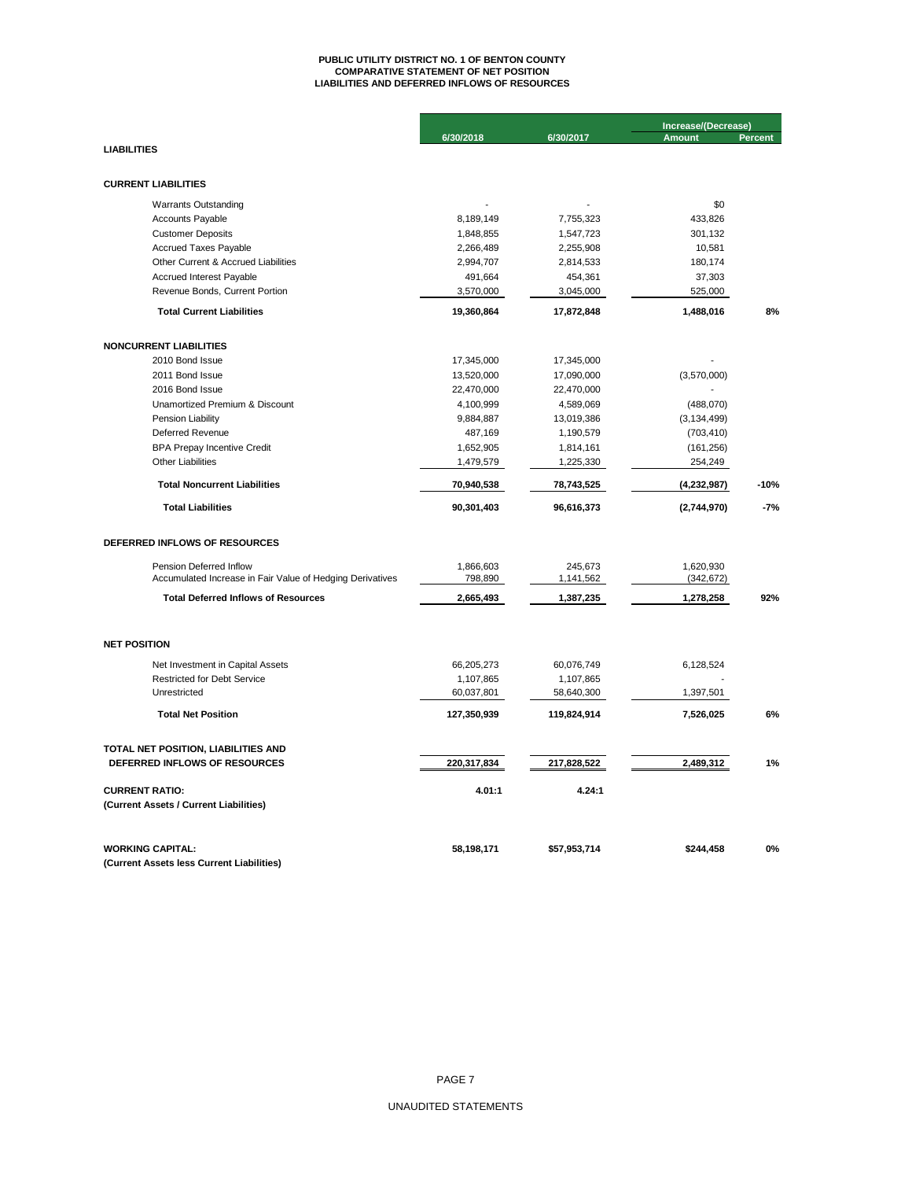# PUBLIC UTILITY DISTRICT NO. 1 OF BENTON COUNTY
## COMPARATIVE STATEMENT OF NET POSITION
## LIABILITIES AND DEFERRED INFLOWS OF RESOURCES

| | 6/30/2018 | 6/30/2017 | Increase/(Decrease) Amount | Percent |
|---|---|---|---|---|
| **LIABILITIES** | | | | |
| **CURRENT LIABILITIES** | | | | |
| Warrants Outstanding | - | - | $0 | |
| Accounts Payable | 8,189,149 | 7,755,323 | 433,826 | |
| Customer Deposits | 1,848,855 | 1,547,723 | 301,132 | |
| Accrued Taxes Payable | 2,266,489 | 2,255,908 | 10,581 | |
| Other Current & Accrued Liabilities | 2,994,707 | 2,814,533 | 180,174 | |
| Accrued Interest Payable | 491,664 | 454,361 | 37,303 | |
| Revenue Bonds, Current Portion | 3,570,000 | 3,045,000 | 525,000 | |
| **Total Current Liabilities** | **19,360,864** | **17,872,848** | **1,488,016** | **8%** |
| **NONCURRENT LIABILITIES** | | | | |
| 2010 Bond Issue | 17,345,000 | 17,345,000 | - | |
| 2011 Bond Issue | 13,520,000 | 17,090,000 | (3,570,000) | |
| 2016 Bond Issue | 22,470,000 | 22,470,000 | - | |
| Unamortized Premium & Discount | 4,100,999 | 4,589,069 | (488,070) | |
| Pension Liability | 9,884,887 | 13,019,386 | (3,134,499) | |
| Deferred Revenue | 487,169 | 1,190,579 | (703,410) | |
| BPA Prepay Incentive Credit | 1,652,905 | 1,814,161 | (161,256) | |
| Other Liabilities | 1,479,579 | 1,225,330 | 254,249 | |
| **Total Noncurrent Liabilities** | **70,940,538** | **78,743,525** | **(4,232,987)** | **-10%** |
| **Total Liabilities** | **90,301,403** | **96,616,373** | **(2,744,970)** | **-7%** |
| **DEFERRED INFLOWS OF RESOURCES** | | | | |
| Pension Deferred Inflow | 1,866,603 | 245,673 | 1,620,930 | |
| Accumulated Increase in Fair Value of Hedging Derivatives | 798,890 | 1,141,562 | (342,672) | |
| **Total Deferred Inflows of Resources** | **2,665,493** | **1,387,235** | **1,278,258** | **92%** |
| **NET POSITION** | | | | |
| Net Investment in Capital Assets | 66,205,273 | 60,076,749 | 6,128,524 | |
| Restricted for Debt Service | 1,107,865 | 1,107,865 | - | |
| Unrestricted | 60,037,801 | 58,640,300 | 1,397,501 | |
| **Total Net Position** | **127,350,939** | **119,824,914** | **7,526,025** | **6%** |
| **TOTAL NET POSITION, LIABILITIES AND DEFERRED INFLOWS OF RESOURCES** | **220,317,834** | **217,828,522** | **2,489,312** | **1%** |
| **CURRENT RATIO:** (Current Assets / Current Liabilities) | **4.01:1** | **4.24:1** | | |
| **WORKING CAPITAL:** (Current Assets less Current Liabilities) | **58,198,171** | **$57,953,714** | **$244,458** | **0%** |

UNAUDITED STATEMENTS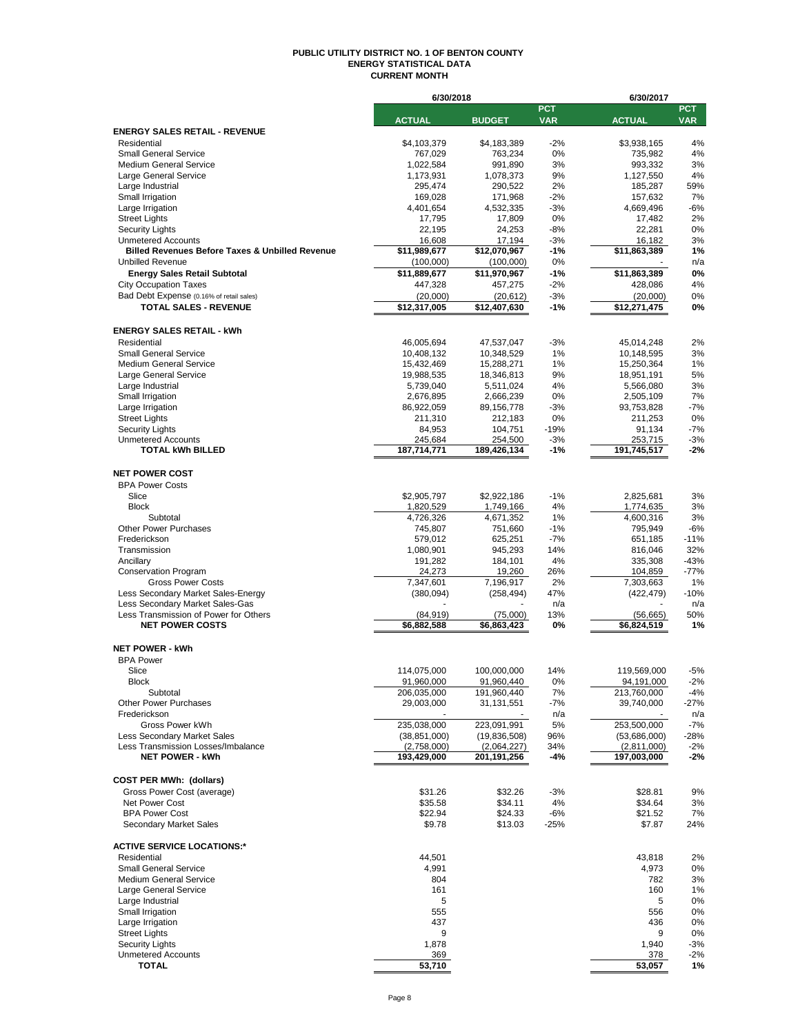# PUBLIC UTILITY DISTRICT NO. 1 OF BENTON COUNTY
## ENERGY STATISTICAL DATA
## CURRENT MONTH

| | 6/30/2018 | | | 6/30/2017 | |
|---|---|---|---|---|---|
| | ACTUAL | BUDGET | PCT VAR | ACTUAL | PCT VAR |
| **ENERGY SALES RETAIL - REVENUE** | | | | | |
| Residential | $4,103,379 | $4,183,389 | -2% | $3,938,165 | 4% |
| Small General Service | 767,029 | 763,234 | 0% | 735,982 | 4% |
| Medium General Service | 1,022,584 | 991,890 | 3% | 993,332 | 3% |
| Large General Service | 1,173,931 | 1,078,373 | 9% | 1,127,550 | 4% |
| Large Industrial | 295,474 | 290,522 | 2% | 185,287 | 59% |
| Small Irrigation | 169,028 | 171,968 | -2% | 157,632 | 7% |
| Large Irrigation | 4,401,654 | 4,532,335 | -3% | 4,669,496 | -6% |
| Street Lights | 17,795 | 17,809 | 0% | 17,482 | 2% |
| Security Lights | 22,195 | 24,253 | -8% | 22,281 | 0% |
| Unmetered Accounts | 16,608 | 17,194 | -3% | 16,182 | 3% |
| **Billed Revenues Before Taxes & Unbilled Revenue** | **$11,989,677** | **$12,070,967** | **-1%** | **$11,863,389** | **1%** |
| Unbilled Revenue | (100,000) | (100,000) | 0% | - | n/a |
| **Energy Sales Retail Subtotal** | **$11,889,677** | **$11,970,967** | **-1%** | **$11,863,389** | **0%** |
| City Occupation Taxes | 447,328 | 457,275 | -2% | 428,086 | 4% |
| Bad Debt Expense (0.16% of retail sales) | (20,000) | (20,612) | -3% | (20,000) | 0% |
| **TOTAL SALES - REVENUE** | **$12,317,005** | **$12,407,630** | **-1%** | **$12,271,475** | **0%** |
| **ENERGY SALES RETAIL - kWh** | | | | | |
| Residential | 46,005,694 | 47,537,047 | -3% | 45,014,248 | 2% |
| Small General Service | 10,408,132 | 10,348,529 | 1% | 10,148,595 | 3% |
| Medium General Service | 15,432,469 | 15,288,271 | 1% | 15,250,364 | 1% |
| Large General Service | 19,988,535 | 18,346,813 | 9% | 18,951,191 | 5% |
| Large Industrial | 5,739,040 | 5,511,024 | 4% | 5,566,080 | 3% |
| Small Irrigation | 2,676,895 | 2,666,239 | 0% | 2,505,109 | 7% |
| Large Irrigation | 86,922,059 | 89,156,778 | -3% | 93,753,828 | -7% |
| Street Lights | 211,310 | 212,183 | 0% | 211,253 | 0% |
| Security Lights | 84,953 | 104,751 | -19% | 91,134 | -7% |
| Unmetered Accounts | 245,684 | 254,500 | -3% | 253,715 | -3% |
| **TOTAL kWh BILLED** | **187,714,771** | **189,426,134** | **-1%** | **191,745,517** | **-2%** |
| **NET POWER COST** | | | | | |
| BPA Power Costs | | | | | |
| Slice | $2,905,797 | $2,922,186 | -1% | 2,825,681 | 3% |
| Block | 1,820,529 | 1,749,166 | 4% | 1,774,635 | 3% |
| Subtotal | 4,726,326 | 4,671,352 | 1% | 4,600,316 | 3% |
| Other Power Purchases | 745,807 | 751,660 | -1% | 795,949 | -6% |
| Frederickson | 579,012 | 625,251 | -7% | 651,185 | -11% |
| Transmission | 1,080,901 | 945,293 | 14% | 816,046 | 32% |
| Ancillary | 191,282 | 184,101 | 4% | 335,308 | -43% |
| Conservation Program | 24,273 | 19,260 | 26% | 104,859 | -77% |
| Gross Power Costs | 7,347,601 | 7,196,917 | 2% | 7,303,663 | 1% |
| Less Secondary Market Sales-Energy | (380,094) | (258,494) | 47% | (422,479) | -10% |
| Less Secondary Market Sales-Gas | - | - | n/a | - | n/a |
| Less Transmission of Power for Others | (84,919) | (75,000) | 13% | (56,665) | 50% |
| **NET POWER COSTS** | **$6,882,588** | **$6,863,423** | **0%** | **$6,824,519** | **1%** |
| **NET POWER - kWh** | | | | | |
| BPA Power | | | | | |
| Slice | 114,075,000 | 100,000,000 | 14% | 119,569,000 | -5% |
| Block | 91,960,000 | 91,960,440 | 0% | 94,191,000 | -2% |
| Subtotal | 206,035,000 | 191,960,440 | 7% | 213,760,000 | -4% |
| Other Power Purchases | 29,003,000 | 31,131,551 | -7% | 39,740,000 | -27% |
| Frederickson | - | - | n/a | - | n/a |
| Gross Power kWh | 235,038,000 | 223,091,991 | 5% | 253,500,000 | -7% |
| Less Secondary Market Sales | (38,851,000) | (19,836,508) | 96% | (53,686,000) | -28% |
| Less Transmission Losses/Imbalance | (2,758,000) | (2,064,227) | 34% | (2,811,000) | -2% |
| **NET POWER - kWh** | **193,429,000** | **201,191,256** | **-4%** | **197,003,000** | **-2%** |
| **COST PER MWh: (dollars)** | | | | | |
| Gross Power Cost (average) | $31.26 | $32.26 | -3% | $28.81 | 9% |
| Net Power Cost | $35.58 | $34.11 | 4% | $34.64 | 3% |
| BPA Power Cost | $22.94 | $24.33 | -6% | $21.52 | 7% |
| Secondary Market Sales | $9.78 | $13.03 | -25% | $7.87 | 24% |
| **ACTIVE SERVICE LOCATIONS:*** | | | | | |
| Residential | 44,501 | | | 43,818 | 2% |
| Small General Service | 4,991 | | | 4,973 | 0% |
| Medium General Service | 804 | | | 782 | 3% |
| Large General Service | 161 | | | 160 | 1% |
| Large Industrial | 5 | | | 5 | 0% |
| Small Irrigation | 555 | | | 556 | 0% |
| Large Irrigation | 437 | | | 436 | 0% |
| Street Lights | 9 | | | 9 | 0% |
| Security Lights | 1,878 | | | 1,940 | -3% |
| Unmetered Accounts | 369 | | | 378 | -2% |
| **TOTAL** | **53,710** | | | **53,057** | **1%** |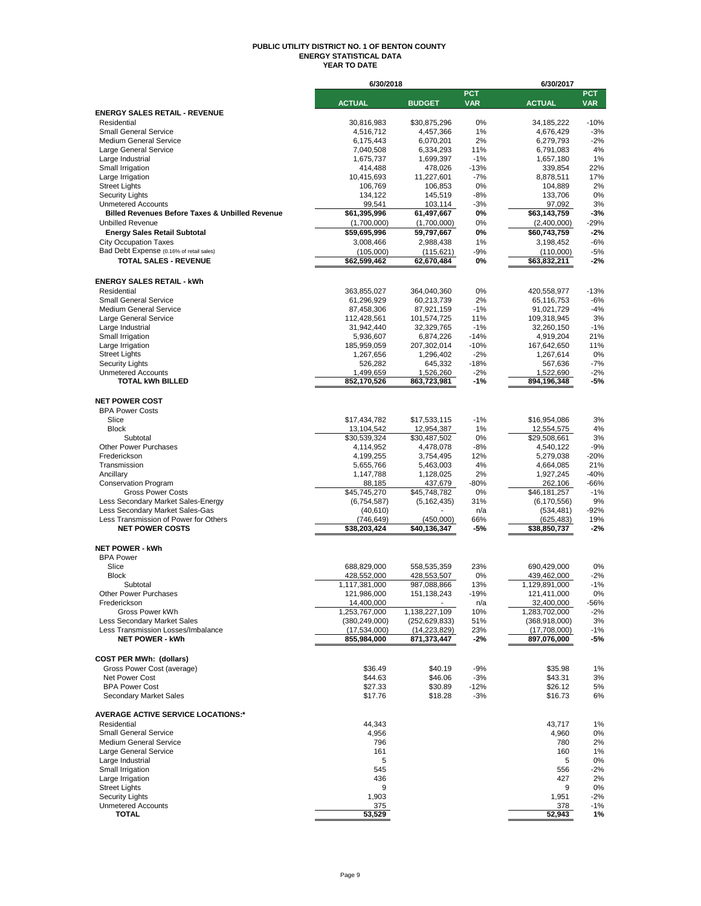# PUBLIC UTILITY DISTRICT NO. 1 OF BENTON COUNTY
## ENERGY STATISTICAL DATA
### YEAR TO DATE

| | 6/30/2018 | | | 6/30/2017 | |
|---|---|---|---|---|---|
| | ACTUAL | BUDGET | PCT VAR | ACTUAL | PCT VAR |
| **ENERGY SALES RETAIL - REVENUE** | | | | | |
| Residential | 30,816,983 | $30,875,296 | 0% | 34,185,222 | -10% |
| Small General Service | 4,516,712 | 4,457,366 | 1% | 4,676,429 | -3% |
| Medium General Service | 6,175,443 | 6,070,201 | 2% | 6,279,793 | -2% |
| Large General Service | 7,040,508 | 6,334,293 | 11% | 6,791,083 | 4% |
| Large Industrial | 1,675,737 | 1,699,397 | -1% | 1,657,180 | 1% |
| Small Irrigation | 414,488 | 478,026 | -13% | 339,854 | 22% |
| Large Irrigation | 10,415,693 | 11,227,601 | -7% | 8,878,511 | 17% |
| Street Lights | 106,769 | 106,853 | 0% | 104,889 | 2% |
| Security Lights | 134,122 | 145,519 | -8% | 133,706 | 0% |
| Unmetered Accounts | 99,541 | 103,114 | -3% | 97,092 | 3% |
| **Billed Revenues Before Taxes & Unbilled Revenue** | **$61,395,996** | **61,497,667** | **0%** | **$63,143,759** | **-3%** |
| Unbilled Revenue | (1,700,000) | (1,700,000) | 0% | (2,400,000) | -29% |
| **Energy Sales Retail Subtotal** | **$59,695,996** | **59,797,667** | **0%** | **$60,743,759** | **-2%** |
| City Occupation Taxes | 3,008,466 | 2,988,438 | 1% | 3,198,452 | -6% |
| Bad Debt Expense (0.16% of retail sales) | (105,000) | (115,621) | -9% | (110,000) | -5% |
| **TOTAL SALES - REVENUE** | **$62,599,462** | **62,670,484** | **0%** | **$63,832,211** | **-2%** |
| **ENERGY SALES RETAIL - kWh** | | | | | |
| Residential | 363,855,027 | 364,040,360 | 0% | 420,558,977 | -13% |
| Small General Service | 61,296,929 | 60,213,739 | 2% | 65,116,753 | -6% |
| Medium General Service | 87,458,306 | 87,921,159 | -1% | 91,021,729 | -4% |
| Large General Service | 112,428,561 | 101,574,725 | 11% | 109,318,945 | 3% |
| Large Industrial | 31,942,440 | 32,329,765 | -1% | 32,260,150 | -1% |
| Small Irrigation | 5,936,607 | 6,874,226 | -14% | 4,919,204 | 21% |
| Large Irrigation | 185,959,059 | 207,302,014 | -10% | 167,642,650 | 11% |
| Street Lights | 1,267,656 | 1,296,402 | -2% | 1,267,614 | 0% |
| Security Lights | 526,282 | 645,332 | -18% | 567,636 | -7% |
| Unmetered Accounts | 1,499,659 | 1,526,260 | -2% | 1,522,690 | -2% |
| **TOTAL kWh BILLED** | **852,170,526** | **863,723,981** | **-1%** | **894,196,348** | **-5%** |
| **NET POWER COST** | | | | | |
| BPA Power Costs | | | | | |
| Slice | $17,434,782 | $17,533,115 | -1% | $16,954,086 | 3% |
| Block | 13,104,542 | 12,954,387 | 1% | 12,554,575 | 4% |
| Subtotal | $30,539,324 | $30,487,502 | 0% | $29,508,661 | 3% |
| Other Power Purchases | 4,114,952 | 4,478,078 | -8% | 4,540,122 | -9% |
| Frederickson | 4,199,255 | 3,754,495 | 12% | 5,279,038 | -20% |
| Transmission | 5,655,766 | 5,463,003 | 4% | 4,664,085 | 21% |
| Ancillary | 1,147,788 | 1,128,025 | 2% | 1,927,245 | -40% |
| Conservation Program | 88,185 | 437,679 | -80% | 262,106 | -66% |
| Gross Power Costs | $45,745,270 | $45,748,782 | 0% | $46,181,257 | -1% |
| Less Secondary Market Sales-Energy | (6,754,587) | (5,162,435) | 31% | (6,170,556) | 9% |
| Less Secondary Market Sales-Gas | (40,610) | - | n/a | (534,481) | -92% |
| Less Transmission of Power for Others | (746,649) | (450,000) | 66% | (625,483) | 19% |
| **NET POWER COSTS** | **$38,203,424** | **$40,136,347** | **-5%** | **$38,850,737** | **-2%** |
| **NET POWER - kWh** | | | | | |
| BPA Power | | | | | |
| Slice | 688,829,000 | 558,535,359 | 23% | 690,429,000 | 0% |
| Block | 428,552,000 | 428,553,507 | 0% | 439,462,000 | -2% |
| Subtotal | 1,117,381,000 | 987,088,866 | 13% | 1,129,891,000 | -1% |
| Other Power Purchases | 121,986,000 | 151,138,243 | -19% | 121,411,000 | 0% |
| Frederickson | 14,400,000 | - | n/a | 32,400,000 | -56% |
| Gross Power kWh | 1,253,767,000 | 1,138,227,109 | 10% | 1,283,702,000 | -2% |
| Less Secondary Market Sales | (380,249,000) | (252,629,833) | 51% | (368,918,000) | 3% |
| Less Transmission Losses/Imbalance | (17,534,000) | (14,223,829) | 23% | (17,708,000) | -1% |
| **NET POWER - kWh** | **855,984,000** | **871,373,447** | **-2%** | **897,076,000** | **-5%** |
| **COST PER MWh: (dollars)** | | | | | |
| Gross Power Cost (average) | $36.49 | $40.19 | -9% | $35.98 | 1% |
| Net Power Cost | $44.63 | $46.06 | -3% | $43.31 | 3% |
| BPA Power Cost | $27.33 | $30.89 | -12% | $26.12 | 5% |
| Secondary Market Sales | $17.76 | $18.28 | -3% | $16.73 | 6% |
| **AVERAGE ACTIVE SERVICE LOCATIONS:*** | | | | | |
| Residential | 44,343 | | | 43,717 | 1% |
| Small General Service | 4,956 | | | 4,960 | 0% |
| Medium General Service | 796 | | | 780 | 2% |
| Large General Service | 161 | | | 160 | 1% |
| Large Industrial | 5 | | | 5 | 0% |
| Small Irrigation | 545 | | | 556 | -2% |
| Large Irrigation | 436 | | | 427 | 2% |
| Street Lights | 9 | | | 9 | 0% |
| Security Lights | 1,903 | | | 1,951 | -2% |
| Unmetered Accounts | 375 | | | 378 | -1% |
| **TOTAL** | **53,529** | | | **52,943** | **1%** |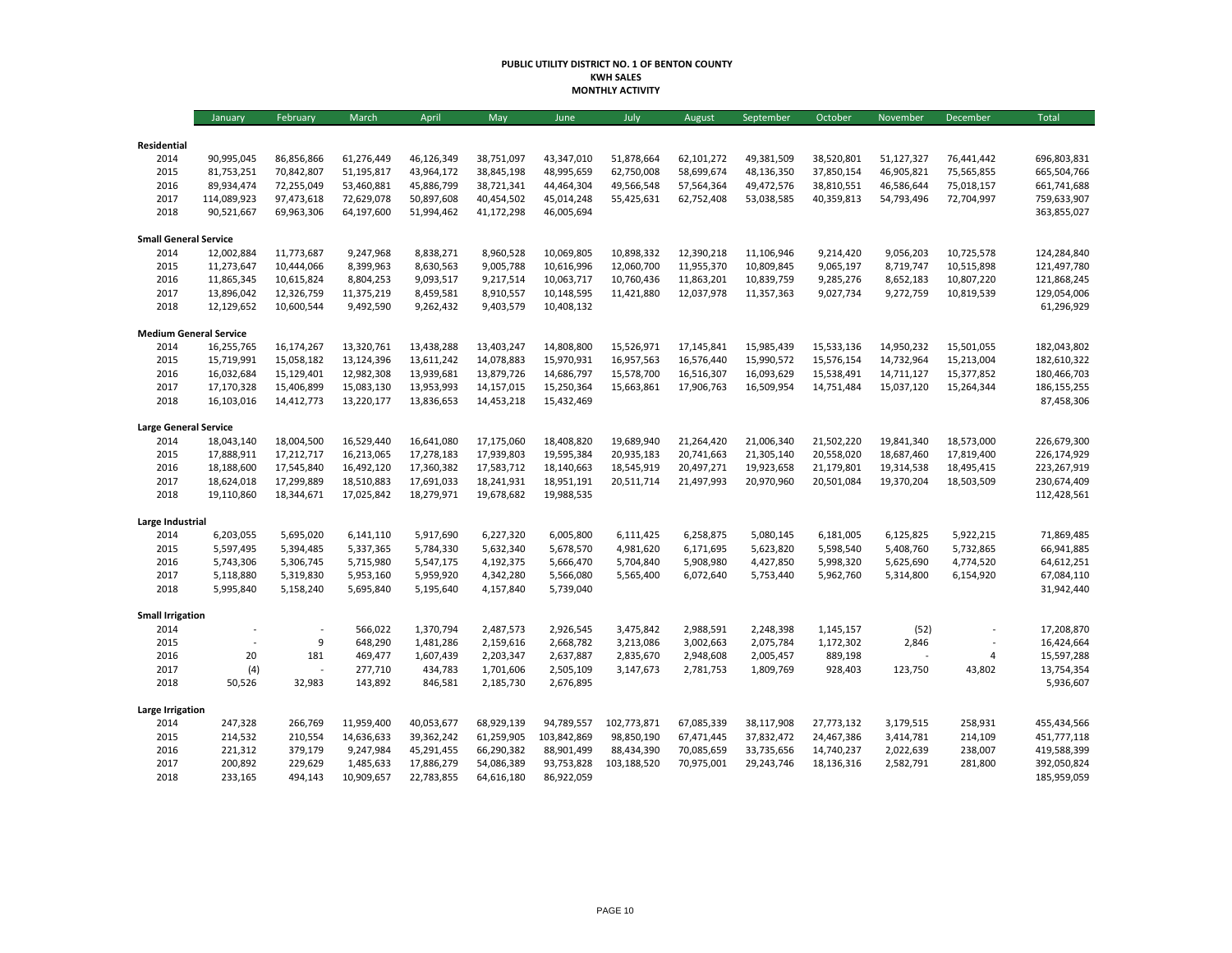**PUBLIC UTILITY DISTRICT NO. 1 OF BENTON COUNTY**
**KWH SALES**
**MONTHLY ACTIVITY**

| | January | February | March | April | May | June | July | August | September | October | November | December | Total |
|---|---|---|---|---|---|---|---|---|---|---|---|---|---|
| **Residential** | | | | | | | | | | | | | |
| 2014 | 90,995,045 | 86,856,866 | 61,276,449 | 46,126,349 | 38,751,097 | 43,347,010 | 51,878,664 | 62,101,272 | 49,381,509 | 38,520,801 | 51,127,327 | 76,441,442 | 696,803,831 |
| 2015 | 81,753,251 | 70,842,807 | 51,195,817 | 43,964,172 | 38,845,198 | 48,995,659 | 62,750,008 | 58,699,674 | 48,136,350 | 37,850,154 | 46,905,821 | 75,565,855 | 665,504,766 |
| 2016 | 89,934,474 | 72,255,049 | 53,460,881 | 45,886,799 | 38,721,341 | 44,464,304 | 49,566,548 | 57,564,364 | 49,472,576 | 38,810,551 | 46,586,644 | 75,018,157 | 661,741,688 |
| 2017 | 114,089,923 | 97,473,618 | 72,629,078 | 50,897,608 | 40,454,502 | 45,014,248 | 55,425,631 | 62,752,408 | 53,038,585 | 40,359,813 | 54,793,496 | 72,704,997 | 759,633,907 |
| 2018 | 90,521,667 | 69,963,306 | 64,197,600 | 51,994,462 | 41,172,298 | 46,005,694 | | | | | | | 363,855,027 |
| **Small General Service** | | | | | | | | | | | | | |
| 2014 | 12,002,884 | 11,773,687 | 9,247,968 | 8,838,271 | 8,960,528 | 10,069,805 | 10,898,332 | 12,390,218 | 11,106,946 | 9,214,420 | 9,056,203 | 10,725,578 | 124,284,840 |
| 2015 | 11,273,647 | 10,444,066 | 8,399,963 | 8,630,563 | 9,005,788 | 10,616,996 | 12,060,700 | 11,955,370 | 10,809,845 | 9,065,197 | 8,719,747 | 10,515,898 | 121,497,780 |
| 2016 | 11,865,345 | 10,615,824 | 8,804,253 | 9,093,517 | 9,217,514 | 10,063,717 | 10,760,436 | 11,863,201 | 10,839,759 | 9,285,276 | 8,652,183 | 10,807,220 | 121,868,245 |
| 2017 | 13,896,042 | 12,326,759 | 11,375,219 | 8,459,581 | 8,910,557 | 10,148,595 | 11,421,880 | 12,037,978 | 11,357,363 | 9,027,734 | 9,272,759 | 10,819,539 | 129,054,006 |
| 2018 | 12,129,652 | 10,600,544 | 9,492,590 | 9,262,432 | 9,403,579 | 10,408,132 | | | | | | | 61,296,929 |
| **Medium General Service** | | | | | | | | | | | | | |
| 2014 | 16,255,765 | 16,174,267 | 13,320,761 | 13,438,288 | 13,403,247 | 14,808,800 | 15,526,971 | 17,145,841 | 15,985,439 | 15,533,136 | 14,950,232 | 15,501,055 | 182,043,802 |
| 2015 | 15,719,991 | 15,058,182 | 13,124,396 | 13,611,242 | 14,078,883 | 15,970,931 | 16,957,563 | 16,576,440 | 15,990,572 | 15,576,154 | 14,732,964 | 15,213,004 | 182,610,322 |
| 2016 | 16,032,684 | 15,129,401 | 12,982,308 | 13,939,681 | 13,879,726 | 14,686,797 | 15,578,700 | 16,516,307 | 16,093,629 | 15,538,491 | 14,711,127 | 15,377,852 | 180,466,703 |
| 2017 | 17,170,328 | 15,406,899 | 15,083,130 | 13,953,993 | 14,157,015 | 15,250,364 | 15,663,861 | 17,906,763 | 16,509,954 | 14,751,484 | 15,037,120 | 15,264,344 | 186,155,255 |
| 2018 | 16,103,016 | 14,412,773 | 13,220,177 | 13,836,653 | 14,453,218 | 15,432,469 | | | | | | | 87,458,306 |
| **Large General Service** | | | | | | | | | | | | | |
| 2014 | 18,043,140 | 18,004,500 | 16,529,440 | 16,641,080 | 17,175,060 | 18,408,820 | 19,689,940 | 21,264,420 | 21,006,340 | 21,502,220 | 19,841,340 | 18,573,000 | 226,679,300 |
| 2015 | 17,888,911 | 17,212,717 | 16,213,065 | 17,278,183 | 17,939,803 | 19,595,384 | 20,935,183 | 20,741,663 | 21,305,140 | 20,558,020 | 18,687,460 | 17,819,400 | 226,174,929 |
| 2016 | 18,188,600 | 17,545,840 | 16,492,120 | 17,360,382 | 17,583,712 | 18,140,663 | 18,545,919 | 20,497,271 | 19,923,658 | 21,179,801 | 19,314,538 | 18,495,415 | 223,267,919 |
| 2017 | 18,624,018 | 17,299,889 | 18,510,883 | 17,691,033 | 18,241,931 | 18,951,191 | 20,511,714 | 21,497,993 | 20,970,960 | 20,501,084 | 19,370,204 | 18,503,509 | 230,674,409 |
| 2018 | 19,110,860 | 18,344,671 | 17,025,842 | 18,279,971 | 19,678,682 | 19,988,535 | | | | | | | 112,428,561 |
| **Large Industrial** | | | | | | | | | | | | | |
| 2014 | 6,203,055 | 5,695,020 | 6,141,110 | 5,917,690 | 6,227,320 | 6,005,800 | 6,111,425 | 6,258,875 | 5,080,145 | 6,181,005 | 6,125,825 | 5,922,215 | 71,869,485 |
| 2015 | 5,597,495 | 5,394,485 | 5,337,365 | 5,784,330 | 5,632,340 | 5,678,570 | 4,981,620 | 6,171,695 | 5,623,820 | 5,598,540 | 5,408,760 | 5,732,865 | 66,941,885 |
| 2016 | 5,743,306 | 5,306,745 | 5,715,980 | 5,547,175 | 4,192,375 | 5,666,470 | 5,704,840 | 5,908,980 | 4,427,850 | 5,998,320 | 5,625,690 | 4,774,520 | 64,612,251 |
| 2017 | 5,118,880 | 5,319,830 | 5,953,160 | 5,959,920 | 4,342,280 | 5,566,080 | 5,565,400 | 6,072,640 | 5,753,440 | 5,962,760 | 5,314,800 | 6,154,920 | 67,084,110 |
| 2018 | 5,995,840 | 5,158,240 | 5,695,840 | 5,195,640 | 4,157,840 | 5,739,040 | | | | | | | 31,942,440 |
| **Small Irrigation** | | | | | | | | | | | | | |
| 2014 | - | - | 566,022 | 1,370,794 | 2,487,573 | 2,926,545 | 3,475,842 | 2,988,591 | 2,248,398 | 1,145,157 | (52) | - | 17,208,870 |
| 2015 | - | 9 | 648,290 | 1,481,286 | 2,159,616 | 2,668,782 | 3,213,086 | 3,002,663 | 2,075,784 | 1,172,302 | 2,846 | - | 16,424,664 |
| 2016 | 20 | 181 | 469,477 | 1,607,439 | 2,203,347 | 2,637,887 | 2,835,670 | 2,948,608 | 2,005,457 | 889,198 | - | 4 | 15,597,288 |
| 2017 | (4) | - | 277,710 | 434,783 | 1,701,606 | 2,505,109 | 3,147,673 | 2,781,753 | 1,809,769 | 928,403 | 123,750 | 43,802 | 13,754,354 |
| 2018 | 50,526 | 32,983 | 143,892 | 846,581 | 2,185,730 | 2,676,895 | | | | | | | 5,936,607 |
| **Large Irrigation** | | | | | | | | | | | | | |
| 2014 | 247,328 | 266,769 | 11,959,400 | 40,053,677 | 68,929,139 | 94,789,557 | 102,773,871 | 67,085,339 | 38,117,908 | 27,773,132 | 3,179,515 | 258,931 | 455,434,566 |
| 2015 | 214,532 | 210,554 | 14,636,633 | 39,362,242 | 61,259,905 | 103,842,869 | 98,850,190 | 67,471,445 | 37,832,472 | 24,467,386 | 3,414,781 | 214,109 | 451,777,118 |
| 2016 | 221,312 | 379,179 | 9,247,984 | 45,291,455 | 66,290,382 | 88,901,499 | 88,434,390 | 70,085,659 | 33,735,656 | 14,740,237 | 2,022,639 | 238,007 | 419,588,399 |
| 2017 | 200,892 | 229,629 | 1,485,633 | 17,886,279 | 54,086,389 | 93,753,828 | 103,188,520 | 70,975,001 | 29,243,746 | 18,136,316 | 2,582,791 | 281,800 | 392,050,824 |
| 2018 | 233,165 | 494,143 | 10,909,657 | 22,783,855 | 64,616,180 | 86,922,059 | | | | | | | 185,959,059 |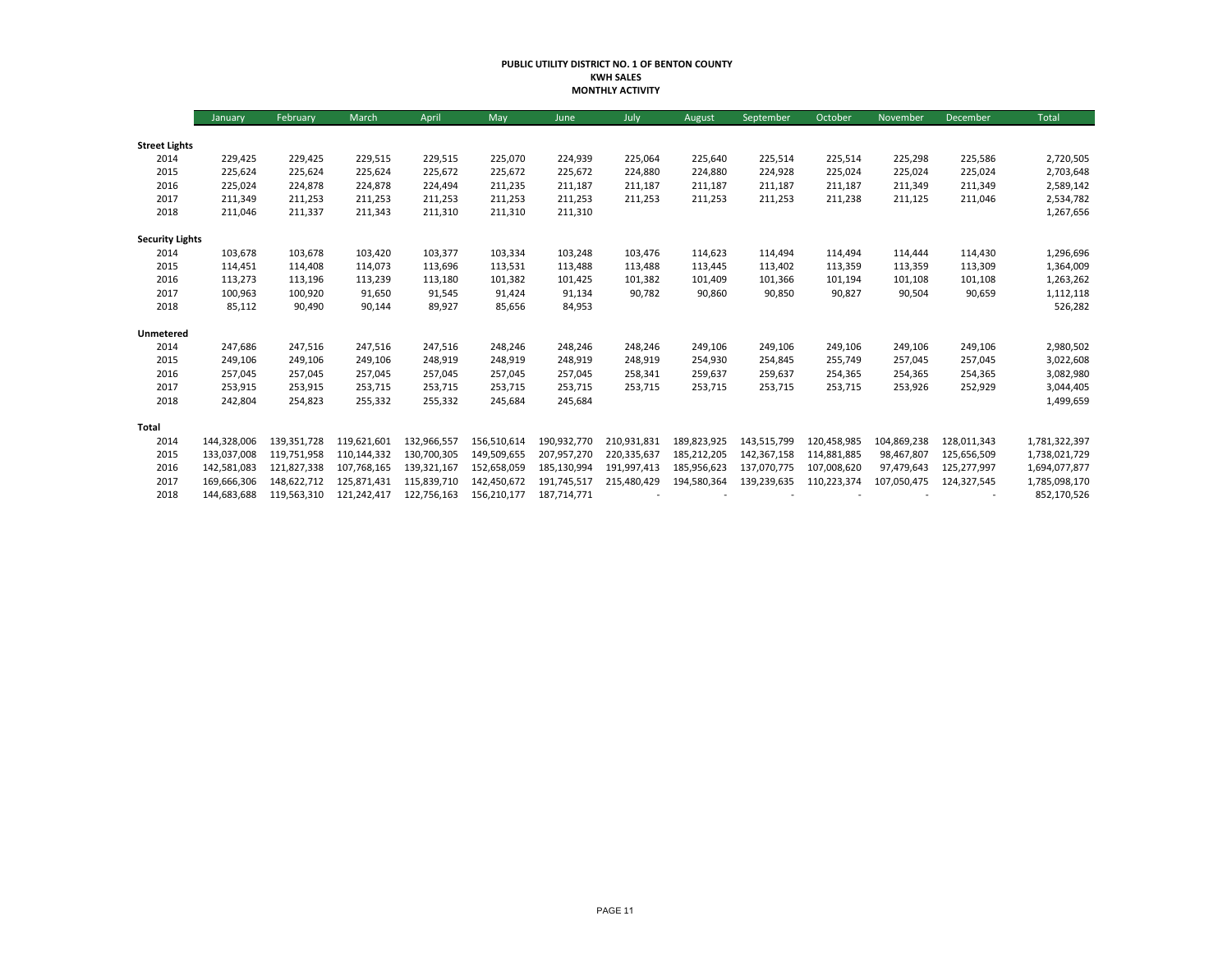# PUBLIC UTILITY DISTRICT NO. 1 OF BENTON COUNTY
## KWH SALES
## MONTHLY ACTIVITY

| | January | February | March | April | May | June | July | August | September | October | November | December | Total |
|---|---|---|---|---|---|---|---|---|---|---|---|---|---|
| **Street Lights** | | | | | | | | | | | | | |
| 2014 | 229,425 | 229,425 | 229,515 | 229,515 | 225,070 | 224,939 | 225,064 | 225,640 | 225,514 | 225,514 | 225,298 | 225,586 | 2,720,505 |
| 2015 | 225,624 | 225,624 | 225,624 | 225,672 | 225,672 | 225,672 | 224,880 | 224,880 | 224,928 | 225,024 | 225,024 | 225,024 | 2,703,648 |
| 2016 | 225,024 | 224,878 | 224,878 | 224,494 | 211,235 | 211,187 | 211,187 | 211,187 | 211,187 | 211,187 | 211,349 | 211,349 | 2,589,142 |
| 2017 | 211,349 | 211,253 | 211,253 | 211,253 | 211,253 | 211,253 | 211,253 | 211,253 | 211,253 | 211,238 | 211,125 | 211,046 | 2,534,782 |
| 2018 | 211,046 | 211,337 | 211,343 | 211,310 | 211,310 | 211,310 | | | | | | | 1,267,656 |
| **Security Lights** | | | | | | | | | | | | | |
| 2014 | 103,678 | 103,678 | 103,420 | 103,377 | 103,334 | 103,248 | 103,476 | 114,623 | 114,494 | 114,494 | 114,444 | 114,430 | 1,296,696 |
| 2015 | 114,451 | 114,408 | 114,073 | 113,696 | 113,531 | 113,488 | 113,488 | 113,445 | 113,402 | 113,359 | 113,359 | 113,309 | 1,364,009 |
| 2016 | 113,273 | 113,196 | 113,239 | 113,180 | 101,382 | 101,425 | 101,382 | 101,409 | 101,366 | 101,194 | 101,108 | 101,108 | 1,263,262 |
| 2017 | 100,963 | 100,920 | 91,650 | 91,545 | 91,424 | 91,134 | 90,782 | 90,860 | 90,850 | 90,827 | 90,504 | 90,659 | 1,112,118 |
| 2018 | 85,112 | 90,490 | 90,144 | 89,927 | 85,656 | 84,953 | | | | | | | 526,282 |
| **Unmetered** | | | | | | | | | | | | | |
| 2014 | 247,686 | 247,516 | 247,516 | 247,516 | 248,246 | 248,246 | 248,246 | 249,106 | 249,106 | 249,106 | 249,106 | 249,106 | 2,980,502 |
| 2015 | 249,106 | 249,106 | 249,106 | 248,919 | 248,919 | 248,919 | 248,919 | 254,930 | 254,845 | 255,749 | 257,045 | 257,045 | 3,022,608 |
| 2016 | 257,045 | 257,045 | 257,045 | 257,045 | 257,045 | 257,045 | 258,341 | 259,637 | 259,637 | 254,365 | 254,365 | 254,365 | 3,082,980 |
| 2017 | 253,915 | 253,915 | 253,715 | 253,715 | 253,715 | 253,715 | 253,715 | 253,715 | 253,715 | 253,715 | 253,926 | 252,929 | 3,044,405 |
| 2018 | 242,804 | 254,823 | 255,332 | 255,332 | 245,684 | 245,684 | | | | | | | 1,499,659 |
| **Total** | | | | | | | | | | | | | |
| 2014 | 144,328,006 | 139,351,728 | 119,621,601 | 132,966,557 | 156,510,614 | 190,932,770 | 210,931,831 | 189,823,925 | 143,515,799 | 120,458,985 | 104,869,238 | 128,011,343 | 1,781,322,397 |
| 2015 | 133,037,008 | 119,751,958 | 110,144,332 | 130,700,305 | 149,509,655 | 207,957,270 | 220,335,637 | 185,212,205 | 142,367,158 | 114,881,885 | 98,467,807 | 125,656,509 | 1,738,021,729 |
| 2016 | 142,581,083 | 121,827,338 | 107,768,165 | 139,321,167 | 152,658,059 | 185,130,994 | 191,997,413 | 185,956,623 | 137,070,775 | 107,008,620 | 97,479,643 | 125,277,997 | 1,694,077,877 |
| 2017 | 169,666,306 | 148,622,712 | 125,871,431 | 115,839,710 | 142,450,672 | 191,745,517 | 215,480,429 | 194,580,364 | 139,239,635 | 110,223,374 | 107,050,475 | 124,327,545 | 1,785,098,170 |
| 2018 | 144,683,688 | 119,563,310 | 121,242,417 | 122,756,163 | 156,210,177 | 187,714,771 | - | - | - | - | - | - | 852,170,526 |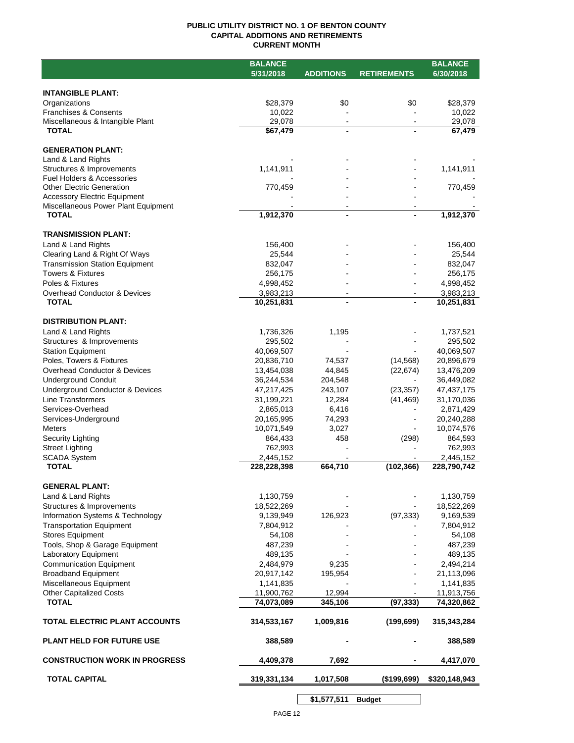**PUBLIC UTILITY DISTRICT NO. 1 OF BENTON COUNTY**
**CAPITAL ADDITIONS AND RETIREMENTS**
**CURRENT MONTH**

| | BALANCE 5/31/2018 | ADDITIONS | RETIREMENTS | BALANCE 6/30/2018 |
|---|---|---|---|---|
| **INTANGIBLE PLANT:** | | | | |
| Organizations | $28,379 | $0 | $0 | $28,379 |
| Franchises & Consents | 10,022 | - | - | 10,022 |
| Miscellaneous & Intangible Plant | 29,078 | - | - | 29,078 |
| **TOTAL** | **$67,479** | **-** | **-** | **67,479** |
| **GENERATION PLANT:** | | | | |
| Land & Land Rights | - | - | - | - |
| Structures & Improvements | 1,141,911 | - | - | 1,141,911 |
| Fuel Holders & Accessories | - | - | - | - |
| Other Electric Generation | 770,459 | - | - | 770,459 |
| Accessory Electric Equipment | - | - | - | - |
| Miscellaneous Power Plant Equipment | - | - | - | - |
| **TOTAL** | **1,912,370** | **-** | **-** | **1,912,370** |
| **TRANSMISSION PLANT:** | | | | |
| Land & Land Rights | 156,400 | - | - | 156,400 |
| Clearing Land & Right Of Ways | 25,544 | - | - | 25,544 |
| Transmission Station Equipment | 832,047 | - | - | 832,047 |
| Towers & Fixtures | 256,175 | - | - | 256,175 |
| Poles & Fixtures | 4,998,452 | - | - | 4,998,452 |
| Overhead Conductor & Devices | 3,983,213 | - | - | 3,983,213 |
| **TOTAL** | **10,251,831** | **-** | **-** | **10,251,831** |
| **DISTRIBUTION PLANT:** | | | | |
| Land & Land Rights | 1,736,326 | 1,195 | - | 1,737,521 |
| Structures & Improvements | 295,502 | - | - | 295,502 |
| Station Equipment | 40,069,507 | - | - | 40,069,507 |
| Poles, Towers & Fixtures | 20,836,710 | 74,537 | (14,568) | 20,896,679 |
| Overhead Conductor & Devices | 13,454,038 | 44,845 | (22,674) | 13,476,209 |
| Underground Conduit | 36,244,534 | 204,548 | - | 36,449,082 |
| Underground Conductor & Devices | 47,217,425 | 243,107 | (23,357) | 47,437,175 |
| Line Transformers | 31,199,221 | 12,284 | (41,469) | 31,170,036 |
| Services-Overhead | 2,865,013 | 6,416 | - | 2,871,429 |
| Services-Underground | 20,165,995 | 74,293 | - | 20,240,288 |
| Meters | 10,071,549 | 3,027 | - | 10,074,576 |
| Security Lighting | 864,433 | 458 | (298) | 864,593 |
| Street Lighting | 762,993 | - | - | 762,993 |
| SCADA System | 2,445,152 | - | - | 2,445,152 |
| **TOTAL** | **228,228,398** | **664,710** | **(102,366)** | **228,790,742** |
| **GENERAL PLANT:** | | | | |
| Land & Land Rights | 1,130,759 | - | - | 1,130,759 |
| Structures & Improvements | 18,522,269 | - | - | 18,522,269 |
| Information Systems & Technology | 9,139,949 | 126,923 | (97,333) | 9,169,539 |
| Transportation Equipment | 7,804,912 | - | - | 7,804,912 |
| Stores Equipment | 54,108 | - | - | 54,108 |
| Tools, Shop & Garage Equipment | 487,239 | - | - | 487,239 |
| Laboratory Equipment | 489,135 | - | - | 489,135 |
| Communication Equipment | 2,484,979 | 9,235 | - | 2,494,214 |
| Broadband Equipment | 20,917,142 | 195,954 | - | 21,113,096 |
| Miscellaneous Equipment | 1,141,835 | - | - | 1,141,835 |
| Other Capitalized Costs | 11,900,762 | 12,994 | - | 11,913,756 |
| **TOTAL** | **74,073,089** | **345,106** | **(97,333)** | **74,320,862** |
| **TOTAL ELECTRIC PLANT ACCOUNTS** | **314,533,167** | **1,009,816** | **(199,699)** | **315,343,284** |
| **PLANT HELD FOR FUTURE USE** | **388,589** | **-** | **-** | **388,589** |
| **CONSTRUCTION WORK IN PROGRESS** | **4,409,378** | **7,692** | **-** | **4,417,070** |
| **TOTAL CAPITAL** | **319,331,134** | **1,017,508** | **($199,699)** | **$320,148,943** |
| | | **$1,577,511** | **Budget** | |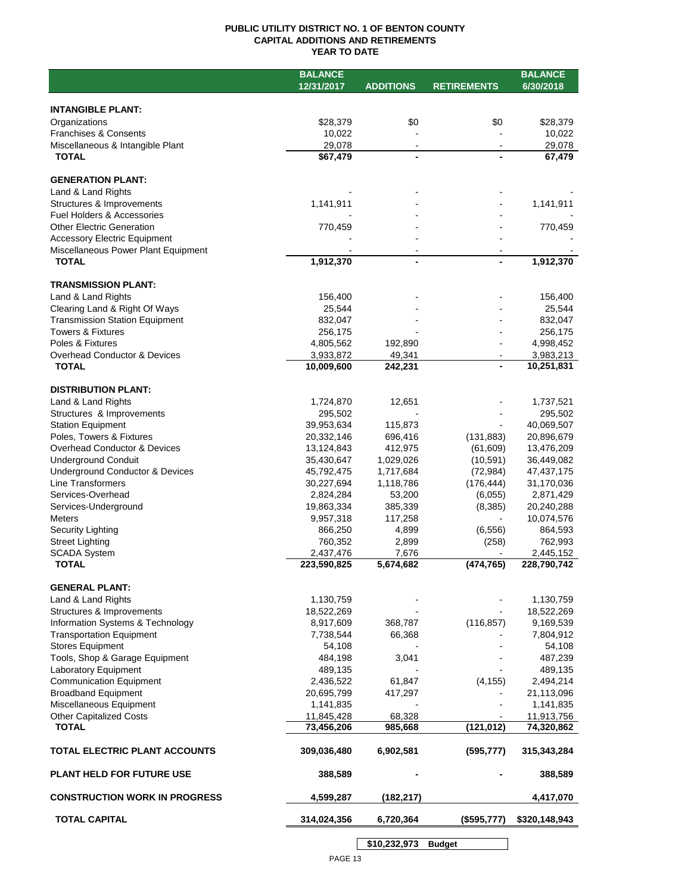# PUBLIC UTILITY DISTRICT NO. 1 OF BENTON COUNTY
## CAPITAL ADDITIONS AND RETIREMENTS
### YEAR TO DATE

| | BALANCE 12/31/2017 | ADDITIONS | RETIREMENTS | BALANCE 6/30/2018 |
|---|---|---|---|---|
| **INTANGIBLE PLANT:** | | | | |
| Organizations | $28,379 | $0 | $0 | $28,379 |
| Franchises & Consents | 10,022 | - | - | 10,022 |
| Miscellaneous & Intangible Plant | 29,078 | - | - | 29,078 |
| **TOTAL** | $67,479 | - | - | 67,479 |
| **GENERATION PLANT:** | | | | |
| Land & Land Rights | - | - | - | - |
| Structures & Improvements | 1,141,911 | - | - | 1,141,911 |
| Fuel Holders & Accessories | - | - | - | - |
| Other Electric Generation | 770,459 | - | - | 770,459 |
| Accessory Electric Equipment | - | - | - | - |
| Miscellaneous Power Plant Equipment | - | - | - | - |
| **TOTAL** | 1,912,370 | - | - | 1,912,370 |
| **TRANSMISSION PLANT:** | | | | |
| Land & Land Rights | 156,400 | - | - | 156,400 |
| Clearing Land & Right Of Ways | 25,544 | - | - | 25,544 |
| Transmission Station Equipment | 832,047 | - | - | 832,047 |
| Towers & Fixtures | 256,175 | - | - | 256,175 |
| Poles & Fixtures | 4,805,562 | 192,890 | - | 4,998,452 |
| Overhead Conductor & Devices | 3,933,872 | 49,341 | - | 3,983,213 |
| **TOTAL** | 10,009,600 | 242,231 | - | 10,251,831 |
| **DISTRIBUTION PLANT:** | | | | |
| Land & Land Rights | 1,724,870 | 12,651 | - | 1,737,521 |
| Structures & Improvements | 295,502 | - | - | 295,502 |
| Station Equipment | 39,953,634 | 115,873 | - | 40,069,507 |
| Poles, Towers & Fixtures | 20,332,146 | 696,416 | (131,883) | 20,896,679 |
| Overhead Conductor & Devices | 13,124,843 | 412,975 | (61,609) | 13,476,209 |
| Underground Conduit | 35,430,647 | 1,029,026 | (10,591) | 36,449,082 |
| Underground Conductor & Devices | 45,792,475 | 1,717,684 | (72,984) | 47,437,175 |
| Line Transformers | 30,227,694 | 1,118,786 | (176,444) | 31,170,036 |
| Services-Overhead | 2,824,284 | 53,200 | (6,055) | 2,871,429 |
| Services-Underground | 19,863,334 | 385,339 | (8,385) | 20,240,288 |
| Meters | 9,957,318 | 117,258 | - | 10,074,576 |
| Security Lighting | 866,250 | 4,899 | (6,556) | 864,593 |
| Street Lighting | 760,352 | 2,899 | (258) | 762,993 |
| SCADA System | 2,437,476 | 7,676 | - | 2,445,152 |
| **TOTAL** | 223,590,825 | 5,674,682 | (474,765) | 228,790,742 |
| **GENERAL PLANT:** | | | | |
| Land & Land Rights | 1,130,759 | - | - | 1,130,759 |
| Structures & Improvements | 18,522,269 | - | - | 18,522,269 |
| Information Systems & Technology | 8,917,609 | 368,787 | (116,857) | 9,169,539 |
| Transportation Equipment | 7,738,544 | 66,368 | - | 7,804,912 |
| Stores Equipment | 54,108 | - | - | 54,108 |
| Tools, Shop & Garage Equipment | 484,198 | 3,041 | - | 487,239 |
| Laboratory Equipment | 489,135 | - | - | 489,135 |
| Communication Equipment | 2,436,522 | 61,847 | (4,155) | 2,494,214 |
| Broadband Equipment | 20,695,799 | 417,297 | - | 21,113,096 |
| Miscellaneous Equipment | 1,141,835 | - | - | 1,141,835 |
| Other Capitalized Costs | 11,845,428 | 68,328 | - | 11,913,756 |
| **TOTAL** | 73,456,206 | 985,668 | (121,012) | 74,320,862 |
| **TOTAL ELECTRIC PLANT ACCOUNTS** | 309,036,480 | 6,902,581 | (595,777) | 315,343,284 |
| **PLANT HELD FOR FUTURE USE** | 388,589 | - | - | 388,589 |
| **CONSTRUCTION WORK IN PROGRESS** | 4,599,287 | (182,217) | | 4,417,070 |
| **TOTAL CAPITAL** | 314,024,356 | 6,720,364 | ($595,777) | $320,148,943 |
| | | $10,232,973 | Budget | |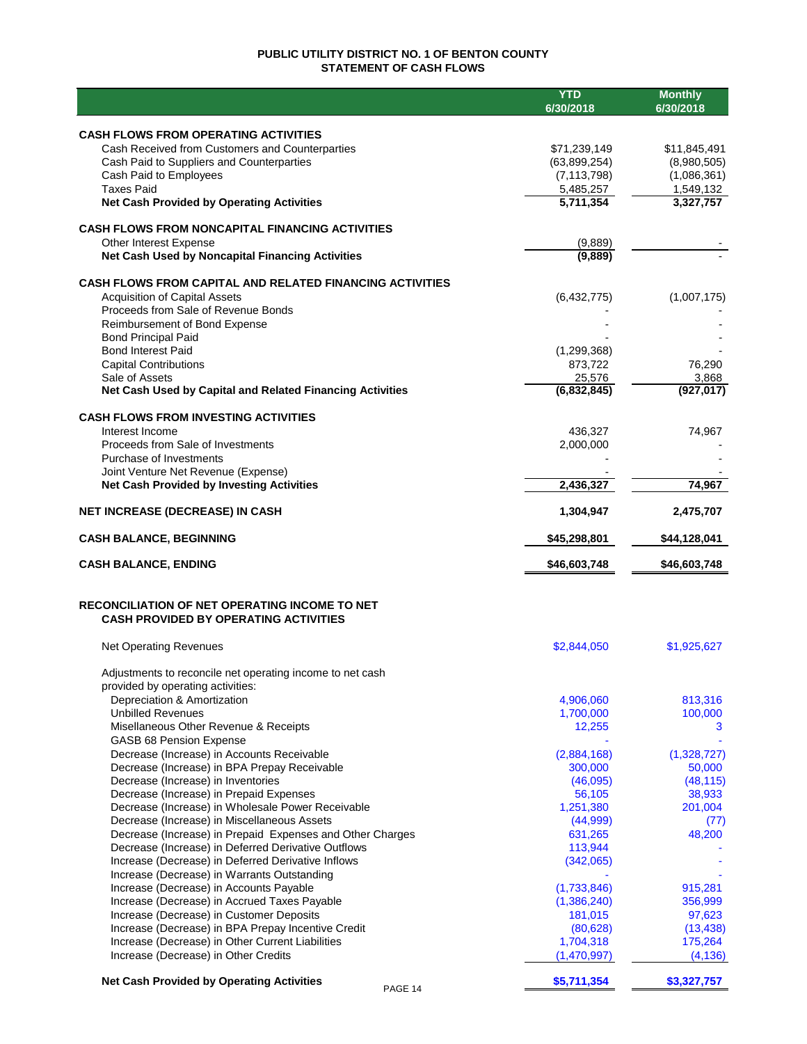# PUBLIC UTILITY DISTRICT NO. 1 OF BENTON COUNTY
## STATEMENT OF CASH FLOWS

| | YTD 6/30/2018 | Monthly 6/30/2018 |
|---|---|---|
| **CASH FLOWS FROM OPERATING ACTIVITIES** | | |
| Cash Received from Customers and Counterparties | $71,239,149 | $11,845,491 |
| Cash Paid to Suppliers and Counterparties | (63,899,254) | (8,980,505) |
| Cash Paid to Employees | (7,113,798) | (1,086,361) |
| Taxes Paid | 5,485,257 | 1,549,132 |
| **Net Cash Provided by Operating Activities** | **5,711,354** | **3,327,757** |
| **CASH FLOWS FROM NONCAPITAL FINANCING ACTIVITIES** | | |
| Other Interest Expense | (9,889) | - |
| **Net Cash Used by Noncapital Financing Activities** | **(9,889)** | - |
| **CASH FLOWS FROM CAPITAL AND RELATED FINANCING ACTIVITIES** | | |
| Acquisition of Capital Assets | (6,432,775) | (1,007,175) |
| Proceeds from Sale of Revenue Bonds | - | - |
| Reimbursement of Bond Expense | - | - |
| Bond Principal Paid | - | - |
| Bond Interest Paid | (1,299,368) | - |
| Capital Contributions | 873,722 | 76,290 |
| Sale of Assets | 25,576 | 3,868 |
| **Net Cash Used by Capital and Related Financing Activities** | **(6,832,845)** | **(927,017)** |
| **CASH FLOWS FROM INVESTING ACTIVITIES** | | |
| Interest Income | 436,327 | 74,967 |
| Proceeds from Sale of Investments | 2,000,000 | - |
| Purchase of Investments | - | - |
| Joint Venture Net Revenue (Expense) | - | - |
| **Net Cash Provided by Investing Activities** | **2,436,327** | **74,967** |
| **NET INCREASE (DECREASE) IN CASH** | **1,304,947** | **2,475,707** |
| **CASH BALANCE, BEGINNING** | **$45,298,801** | **$44,128,041** |
| **CASH BALANCE, ENDING** | **$46,603,748** | **$46,603,748** |

## RECONCILIATION OF NET OPERATING INCOME TO NET CASH PROVIDED BY OPERATING ACTIVITIES

| | YTD 6/30/2018 | Monthly 6/30/2018 |
|---|---|---|
| Net Operating Revenues | $2,844,050 | $1,925,627 |
| Adjustments to reconcile net operating income to net cash provided by operating activities: | | |
| Depreciation & Amortization | 4,906,060 | 813,316 |
| Unbilled Revenues | 1,700,000 | 100,000 |
| Misellaneous Other Revenue & Receipts | 12,255 | 3 |
| GASB 68 Pension Expense | - | - |
| Decrease (Increase) in Accounts Receivable | (2,884,168) | (1,328,727) |
| Decrease (Increase) in BPA Prepay Receivable | 300,000 | 50,000 |
| Decrease (Increase) in Inventories | (46,095) | (48,115) |
| Decrease (Increase) in Prepaid Expenses | 56,105 | 38,933 |
| Decrease (Increase) in Wholesale Power Receivable | 1,251,380 | 201,004 |
| Decrease (Increase) in Miscellaneous Assets | (44,999) | (77) |
| Decrease (Increase) in Prepaid Expenses and Other Charges | 631,265 | 48,200 |
| Decrease (Increase) in Deferred Derivative Outflows | 113,944 | - |
| Increase (Decrease) in Deferred Derivative Inflows | (342,065) | - |
| Increase (Decrease) in Warrants Outstanding | - | - |
| Increase (Decrease) in Accounts Payable | (1,733,846) | 915,281 |
| Increase (Decrease) in Accrued Taxes Payable | (1,386,240) | 356,999 |
| Increase (Decrease) in Customer Deposits | 181,015 | 97,623 |
| Increase (Decrease) in BPA Prepay Incentive Credit | (80,628) | (13,438) |
| Increase (Decrease) in Other Current Liabilities | 1,704,318 | 175,264 |
| Increase (Decrease) in Other Credits | (1,470,997) | (4,136) |
| **Net Cash Provided by Operating Activities** | **$5,711,354** | **$3,327,757** |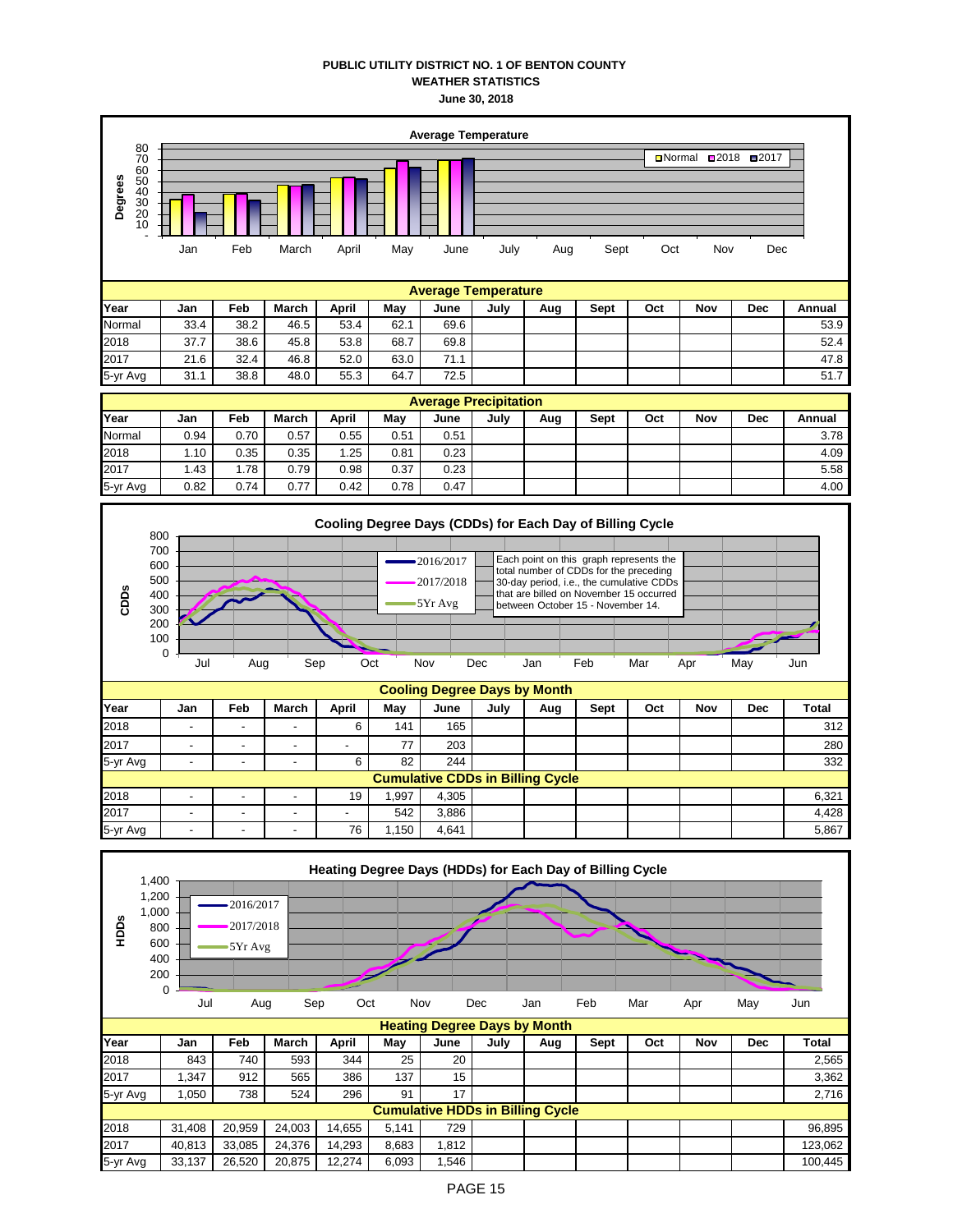**PUBLIC UTILITY DISTRICT NO. 1 OF BENTON COUNTY**
**WEATHER STATISTICS**
**June 30, 2018**

**Average Temperature**

| Year | Jan | Feb | March | April | May | June | July | Aug | Sept | Oct | Nov | Dec | Annual |
|---|---|---|---|---|---|---|---|---|---|---|---|---|---|
| Normal | 33.4 | 38.2 | 46.5 | 53.4 | 62.1 | 69.6 | | | | | | | 53.9 |
| 2018 | 37.7 | 38.6 | 45.8 | 53.8 | 68.7 | 69.8 | | | | | | | 52.4 |
| 2017 | 21.6 | 32.4 | 46.8 | 52.0 | 63.0 | 71.1 | | | | | | | 47.8 |
| 5-yr Avg | 31.1 | 38.8 | 48.0 | 55.3 | 64.7 | 72.5 | | | | | | | 51.7 |

**Average Precipitation**

| Year | Jan | Feb | March | April | May | June | July | Aug | Sept | Oct | Nov | Dec | Annual |
|---|---|---|---|---|---|---|---|---|---|---|---|---|---|
| Normal | 0.94 | 0.70 | 0.57 | 0.55 | 0.51 | 0.51 | | | | | | | 3.78 |
| 2018 | 1.10 | 0.35 | 0.35 | 1.25 | 0.81 | 0.23 | | | | | | | 4.09 |
| 2017 | 1.43 | 1.78 | 0.79 | 0.98 | 0.37 | 0.23 | | | | | | | 5.58 |
| 5-yr Avg | 0.82 | 0.74 | 0.77 | 0.42 | 0.78 | 0.47 | | | | | | | 4.00 |

**Cooling Degree Days (CDDs) for Each Day of Billing Cycle**

Each point on this graph represents the total number of CDDs for the preceding 30-day period, i.e., the cumulative CDDs that are billed on November 15 occurred between October 15 - November 14.

**Cooling Degree Days by Month**

| Year | Jan | Feb | March | April | May | June | July | Aug | Sept | Oct | Nov | Dec | Total |
|---|---|---|---|---|---|---|---|---|---|---|---|---|---|
| 2018 | - | - | - | 6 | 141 | 165 | | | | | | | 312 |
| 2017 | - | - | - | - | 77 | 203 | | | | | | | 280 |
| 5-yr Avg | - | - | - | 6 | 82 | 244 | | | | | | | 332 |
| **Cumulative CDDs in Billing Cycle** | | | | | | | | | | | | | |
| 2018 | - | - | - | 19 | 1,997 | 4,305 | | | | | | | 6,321 |
| 2017 | - | - | - | - | 542 | 3,886 | | | | | | | 4,428 |
| 5-yr Avg | - | - | - | 76 | 1,150 | 4,641 | | | | | | | 5,867 |

**Heating Degree Days (HDDs) for Each Day of Billing Cycle**

**Heating Degree Days by Month**

| Year | Jan | Feb | March | April | May | June | July | Aug | Sept | Oct | Nov | Dec | Total |
|---|---|---|---|---|---|---|---|---|---|---|---|---|---|
| 2018 | 843 | 740 | 593 | 344 | 25 | 20 | | | | | | | 2,565 |
| 2017 | 1,347 | 912 | 565 | 386 | 137 | 15 | | | | | | | 3,362 |
| 5-yr Avg | 1,050 | 738 | 524 | 296 | 91 | 17 | | | | | | | 2,716 |
| **Cumulative HDDs in Billing Cycle** | | | | | | | | | | | | | |
| 2018 | 31,408 | 20,959 | 24,003 | 14,655 | 5,141 | 729 | | | | | | | 96,895 |
| 2017 | 40,813 | 33,085 | 24,376 | 14,293 | 8,683 | 1,812 | | | | | | | 123,062 |
| 5-yr Avg | 33,137 | 26,520 | 20,875 | 12,274 | 6,093 | 1,546 | | | | | | | 100,445 |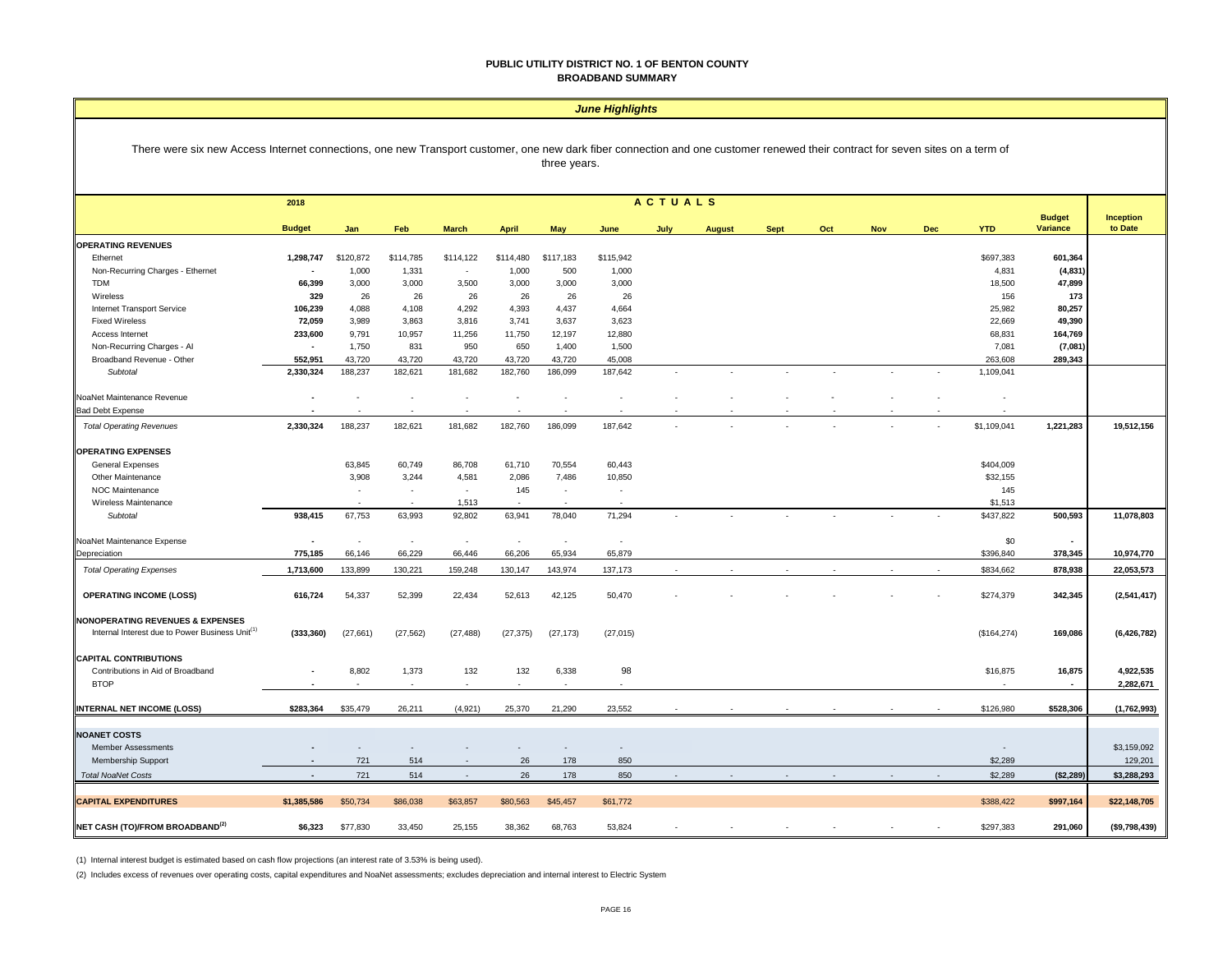# PUBLIC UTILITY DISTRICT NO. 1 OF BENTON COUNTY
## BROADBAND SUMMARY

### *June Highlights*

There were six new Access Internet connections, one new Transport customer, one new dark fiber connection and one customer renewed their contract for seven sites on a term of three years.

| | 2018 Budget | Jan | Feb | March | April | May | June | July | August | Sept | Oct | Nov | Dec | YTD | Budget Variance | Inception to Date |
|---|---|---|---|---|---|---|---|---|---|---|---|---|---|---|---|---|
| | | ACTUALS | | | | | | | | | | | | | | |
| **OPERATING REVENUES** | | | | | | | | | | | | | | | | |
| Ethernet | **1,298,747** | $120,872 | $114,785 | $114,122 | $114,480 | $117,183 | $115,942 | | | | | | | $697,383 | **601,364** | |
| Non-Recurring Charges - Ethernet | **-** | 1,000 | 1,331 | - | 1,000 | 500 | 1,000 | | | | | | | 4,831 | **(4,831)** | |
| TDM | **66,399** | 3,000 | 3,000 | 3,500 | 3,000 | 3,000 | 3,000 | | | | | | | 18,500 | **47,899** | |
| Wireless | **329** | 26 | 26 | 26 | 26 | 26 | 26 | | | | | | | 156 | **173** | |
| Internet Transport Service | **106,239** | 4,088 | 4,108 | 4,292 | 4,393 | 4,437 | 4,664 | | | | | | | 25,982 | **80,257** | |
| Fixed Wireless | **72,059** | 3,989 | 3,863 | 3,816 | 3,741 | 3,637 | 3,623 | | | | | | | 22,669 | **49,390** | |
| Access Internet | **233,600** | 9,791 | 10,957 | 11,256 | 11,750 | 12,197 | 12,880 | | | | | | | 68,831 | **164,769** | |
| Non-Recurring Charges - AI | **-** | 1,750 | 831 | 950 | 650 | 1,400 | 1,500 | | | | | | | 7,081 | **(7,081)** | |
| Broadband Revenue - Other | **552,951** | 43,720 | 43,720 | 43,720 | 43,720 | 43,720 | 45,008 | | | | | | | 263,608 | **289,343** | |
| *Subtotal* | **2,330,324** | 188,237 | 182,621 | 181,682 | 182,760 | 186,099 | 187,642 | - | - | - | - | - | - | 1,109,041 | | |
| NoaNet Maintenance Revenue | **-** | - | - | - | - | - | - | - | - | - | - | - | - | - | | |
| Bad Debt Expense | **-** | - | - | - | - | - | - | - | - | - | - | - | - | - | | |
| *Total Operating Revenues* | **2,330,324** | 188,237 | 182,621 | 181,682 | 182,760 | 186,099 | 187,642 | - | - | - | - | - | - | $1,109,041 | **1,221,283** | **19,512,156** |
| **OPERATING EXPENSES** | | | | | | | | | | | | | | | | |
| General Expenses | | 63,845 | 60,749 | 86,708 | 61,710 | 70,554 | 60,443 | | | | | | | $404,009 | | |
| Other Maintenance | | 3,908 | 3,244 | 4,581 | 2,086 | 7,486 | 10,850 | | | | | | | $32,155 | | |
| NOC Maintenance | | - | - | - | 145 | - | - | | | | | | | 145 | | |
| Wireless Maintenance | | - | - | 1,513 | - | - | - | | | | | | | $1,513 | | |
| *Subtotal* | **938,415** | 67,753 | 63,993 | 92,802 | 63,941 | 78,040 | 71,294 | - | - | - | - | - | - | $437,822 | **500,593** | **11,078,803** |
| NoaNet Maintenance Expense | **-** | - | - | - | - | - | - | | | | | | | $0 | **-** | |
| Depreciation | **775,185** | 66,146 | 66,229 | 66,446 | 66,206 | 65,934 | 65,879 | | | | | | | $396,840 | **378,345** | **10,974,770** |
| *Total Operating Expenses* | **1,713,600** | 133,899 | 130,221 | 159,248 | 130,147 | 143,974 | 137,173 | - | - | - | - | - | - | $834,662 | **878,938** | **22,053,573** |
| **OPERATING INCOME (LOSS)** | **616,724** | 54,337 | 52,399 | 22,434 | 52,613 | 42,125 | 50,470 | - | - | - | - | - | - | $274,379 | **342,345** | **(2,541,417)** |
| **NONOPERATING REVENUES & EXPENSES** | | | | | | | | | | | | | | | | |
| Internal Interest due to Power Business Unit[1] | **(333,360)** | (27,661) | (27,562) | (27,488) | (27,375) | (27,173) | (27,015) | | | | | | | ($164,274) | **169,086** | **(6,426,782)** |
| **CAPITAL CONTRIBUTIONS** | | | | | | | | | | | | | | | | |
| Contributions in Aid of Broadband | **-** | 8,802 | 1,373 | 132 | 132 | 6,338 | 98 | | | | | | | $16,875 | **16,875** | **4,922,535** |
| BTOP | **-** | - | - | - | - | - | - | | | | | | | - | **-** | **2,282,671** |
| **INTERNAL NET INCOME (LOSS)** | **$283,364** | $35,479 | 26,211 | (4,921) | 25,370 | 21,290 | 23,552 | - | - | - | - | - | - | $126,980 | **$528,306** | **(1,762,993)** |
| **NOANET COSTS** | | | | | | | | | | | | | | | | |
| Member Assessments | **-** | - | - | - | - | - | - | | | | | | | - | | $3,159,092 |
| Membership Support | **-** | 721 | 514 | - | 26 | 178 | 850 | | | | | | | $2,289 | | 129,201 |
| *Total NoaNet Costs* | **-** | 721 | 514 | - | 26 | 178 | 850 | - | - | - | - | - | - | $2,289 | **($2,289)** | **$3,288,293** |
| **CAPITAL EXPENDITURES** | **$1,385,586** | $50,734 | $86,038 | $63,857 | $80,563 | $45,457 | $61,772 | | | | | | | $388,422 | **$997,164** | **$22,148,705** |
| **NET CASH (TO)/FROM BROADBAND[2]** | **$6,323** | $77,830 | 33,450 | 25,155 | 38,362 | 68,763 | 53,824 | - | - | - | - | - | - | $297,383 | **291,060** | **($9,798,439)** |

(1) Internal interest budget is estimated based on cash flow projections (an interest rate of 3.53% is being used).

(2) Includes excess of revenues over operating costs, capital expenditures and NoaNet assessments; excludes depreciation and internal interest to Electric System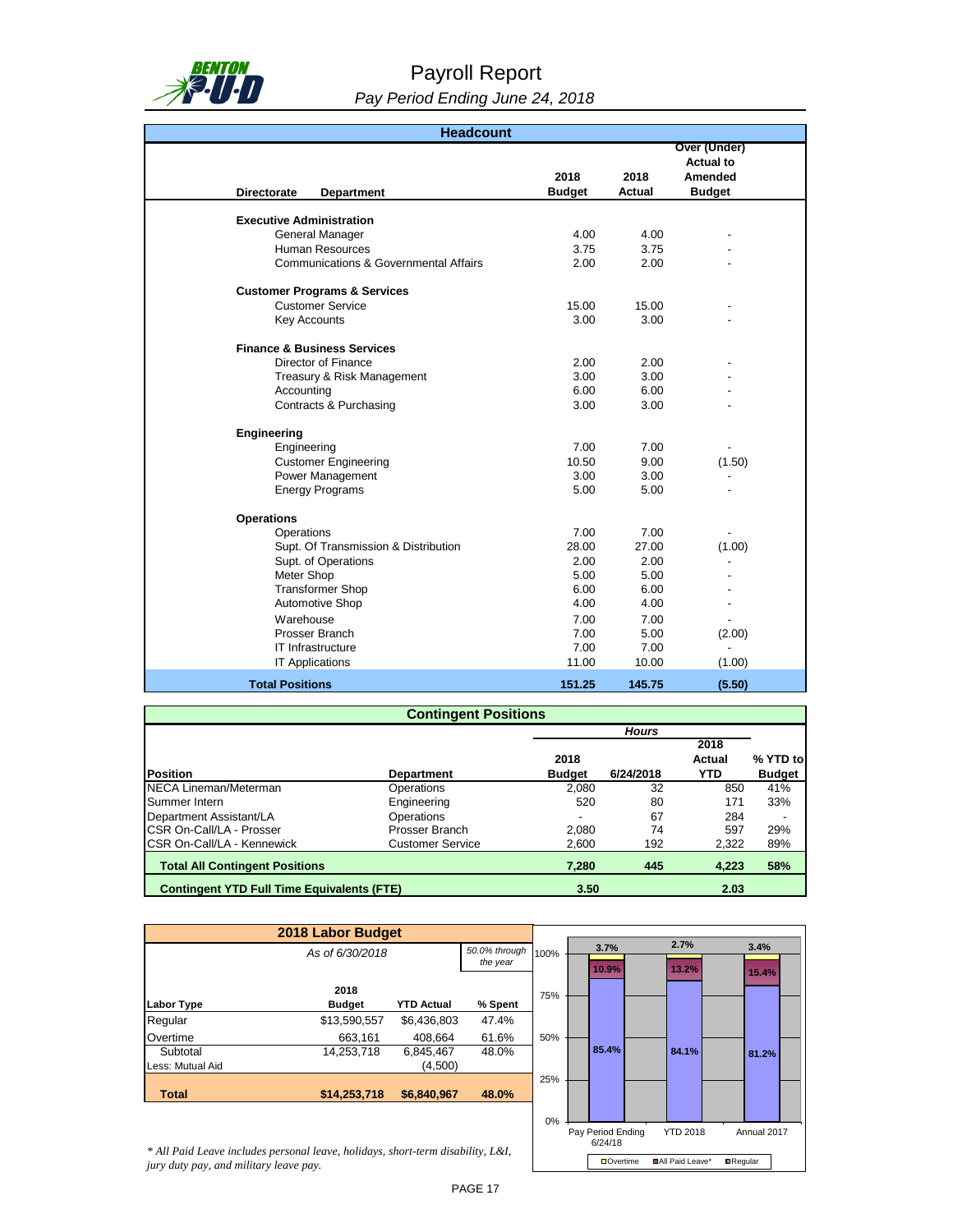BENTON P·U·D

# Payroll Report

*Pay Period Ending June 24, 2018*

## Headcount

| Directorate / Department | 2018 Budget | 2018 Actual | Over (Under) Actual to Amended Budget |
|---|---|---|---|
| **Executive Administration** | | | |
| General Manager | 4.00 | 4.00 | - |
| Human Resources | 3.75 | 3.75 | - |
| Communications & Governmental Affairs | 2.00 | 2.00 | - |
| **Customer Programs & Services** | | | |
| Customer Service | 15.00 | 15.00 | - |
| Key Accounts | 3.00 | 3.00 | - |
| **Finance & Business Services** | | | |
| Director of Finance | 2.00 | 2.00 | - |
| Treasury & Risk Management | 3.00 | 3.00 | - |
| Accounting | 6.00 | 6.00 | - |
| Contracts & Purchasing | 3.00 | 3.00 | - |
| **Engineering** | | | |
| Engineering | 7.00 | 7.00 | - |
| Customer Engineering | 10.50 | 9.00 | (1.50) |
| Power Management | 3.00 | 3.00 | - |
| Energy Programs | 5.00 | 5.00 | - |
| **Operations** | | | |
| Operations | 7.00 | 7.00 | - |
| Supt. Of Transmission & Distribution | 28.00 | 27.00 | (1.00) |
| Supt. of Operations | 2.00 | 2.00 | - |
| Meter Shop | 5.00 | 5.00 | - |
| Transformer Shop | 6.00 | 6.00 | - |
| Automotive Shop | 4.00 | 4.00 | - |
| Warehouse | 7.00 | 7.00 | - |
| Prosser Branch | 7.00 | 5.00 | (2.00) |
| IT Infrastructure | 7.00 | 7.00 | - |
| IT Applications | 11.00 | 10.00 | (1.00) |
| **Total Positions** | **151.25** | **145.75** | **(5.50)** |

## Contingent Positions

| Position | Department | Hours: 2018 Budget | Hours: 6/24/2018 | Hours: 2018 Actual YTD | % YTD to Budget |
|---|---|---|---|---|---|
| NECA Lineman/Meterman | Operations | 2,080 | 32 | 850 | 41% |
| Summer Intern | Engineering | 520 | 80 | 171 | 33% |
| Department Assistant/LA | Operations | - | 67 | 284 | - |
| CSR On-Call/LA - Prosser | Prosser Branch | 2,080 | 74 | 597 | 29% |
| CSR On-Call/LA - Kennewick | Customer Service | 2,600 | 192 | 2,322 | 89% |
| **Total All Contingent Positions** | | **7,280** | **445** | **4,223** | **58%** |
| **Contingent YTD Full Time Equivalents (FTE)** | | **3.50** | | **2.03** | |

## 2018 Labor Budget

*As of 6/30/2018* — *50.0% through the year*

| Labor Type | 2018 Budget | YTD Actual | % Spent |
|---|---|---|---|
| Regular | $13,590,557 | $6,436,803 | 47.4% |
| Overtime | 663,161 | 408,664 | 61.6% |
| Subtotal | 14,253,718 | 6,845,467 | 48.0% |
| Less: Mutual Aid | | (4,500) | |
| **Total** | **$14,253,718** | **$6,840,967** | **48.0%** |

100%
75%
50%
25%
0%

Pay Period Ending 6/24/18: 3.7%, 10.9%, 85.4%

YTD 2018: 2.7%, 13.2%, 84.1%

Annual 2017: 3.4%, 15.4%, 81.2%

Overtime | All Paid Leave* | Regular

*\* All Paid Leave includes personal leave, holidays, short-term disability, L&I, jury duty pay, and military leave pay.*